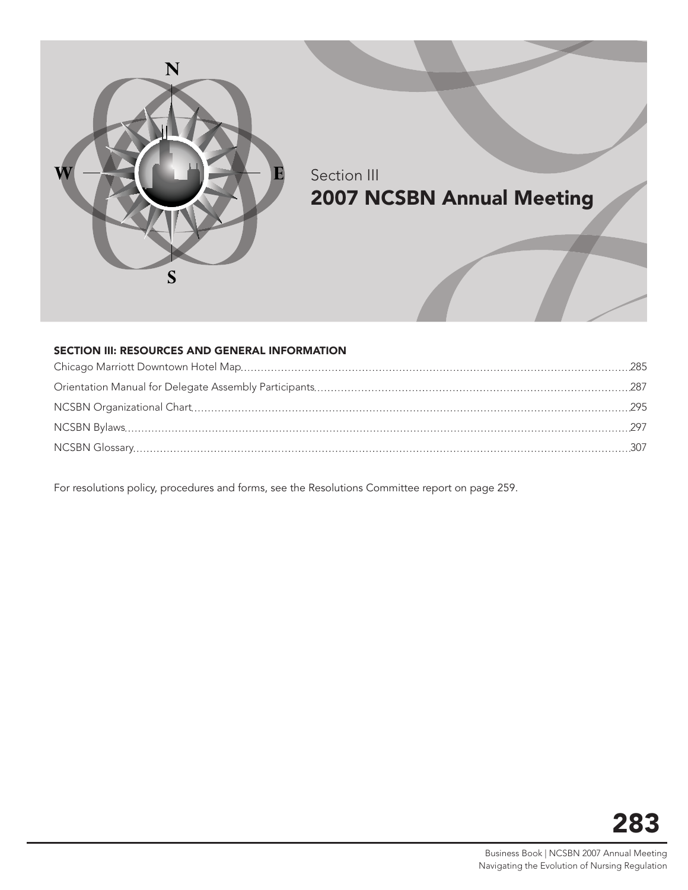Section III

# 2007 NCSBN Annual Meeting

## SECTION III: RESOURCES AND GENERAL INFORMATION

Chicago Marriott Downtown Hotel Map ........ 285

Orientation Manual for Delegate Assembly Participants ........ 287

NCSBN Organizational Chart ........ 295

NCSBN Bylaws ........ 297

NCSBN Glossary ........ 307

For resolutions policy, procedures and forms, see the Resolutions Committee report on page 259.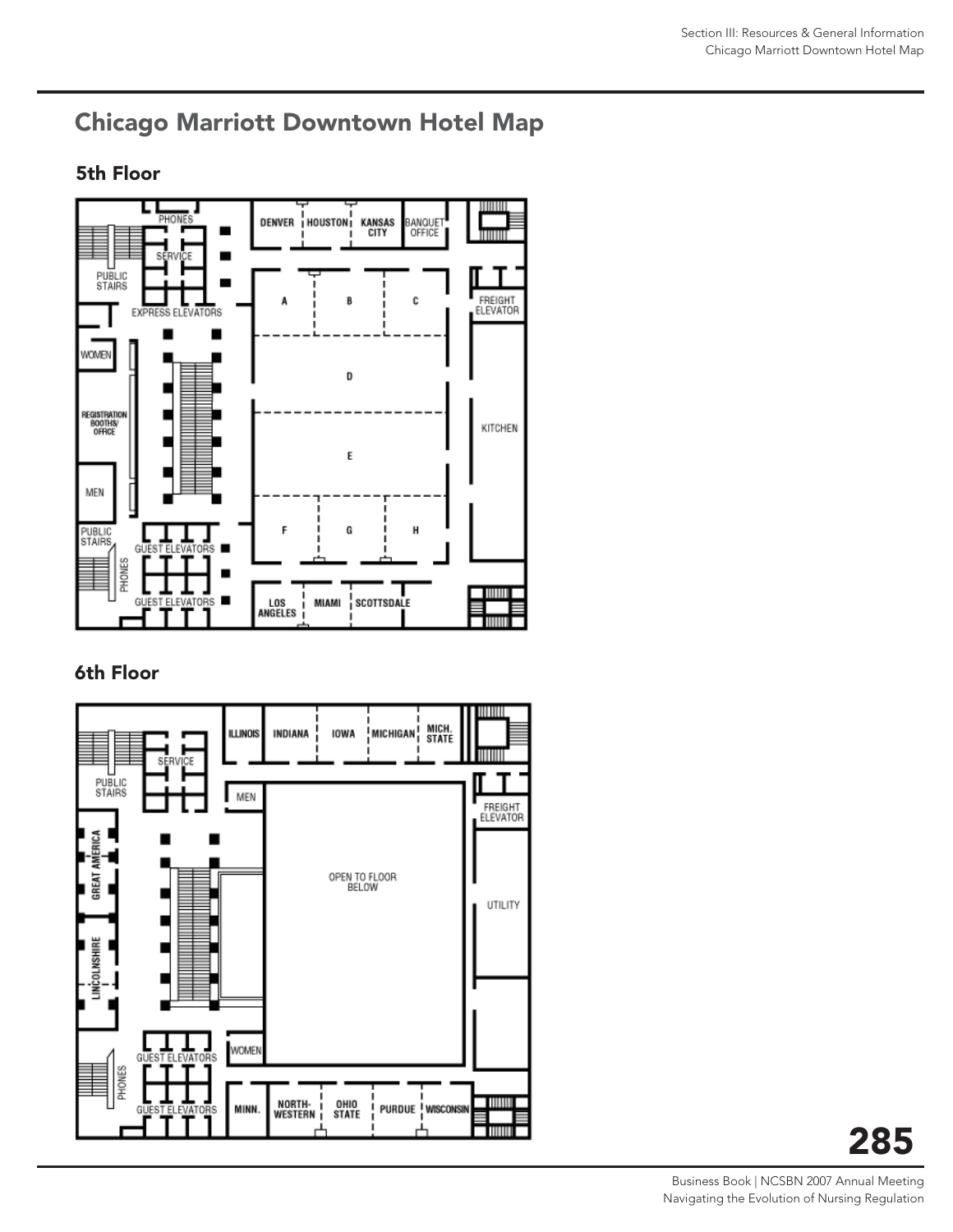## Chicago Marriott Downtown Hotel Map

### 5th Floor

PHONES
SERVICE
PUBLIC STAIRS
EXPRESS ELEVATORS
WOMEN
REGISTRATION BOOTHS/ OFFICE
MEN
PUBLIC STAIRS
PHONES
GUEST ELEVATORS
GUEST ELEVATORS
DENVER
HOUSTON
KANSAS CITY
BANQUET OFFICE
A
B
C
D
E
F
G
H
LOS ANGELES
MIAMI
SCOTTSDALE
FREIGHT ELEVATOR
KITCHEN

### 6th Floor

SERVICE
PUBLIC STAIRS
GREAT AMERICA
LINCOLNSHIRE
PHONES
GUEST ELEVATORS
GUEST ELEVATORS
ILLINOIS
INDIANA
IOWA
MICHIGAN
MICH. STATE
MEN
OPEN TO FLOOR BELOW
WOMEN
MINN.
NORTH-WESTERN
OHIO STATE
PURDUE
WISCONSIN
FREIGHT ELEVATOR
UTILITY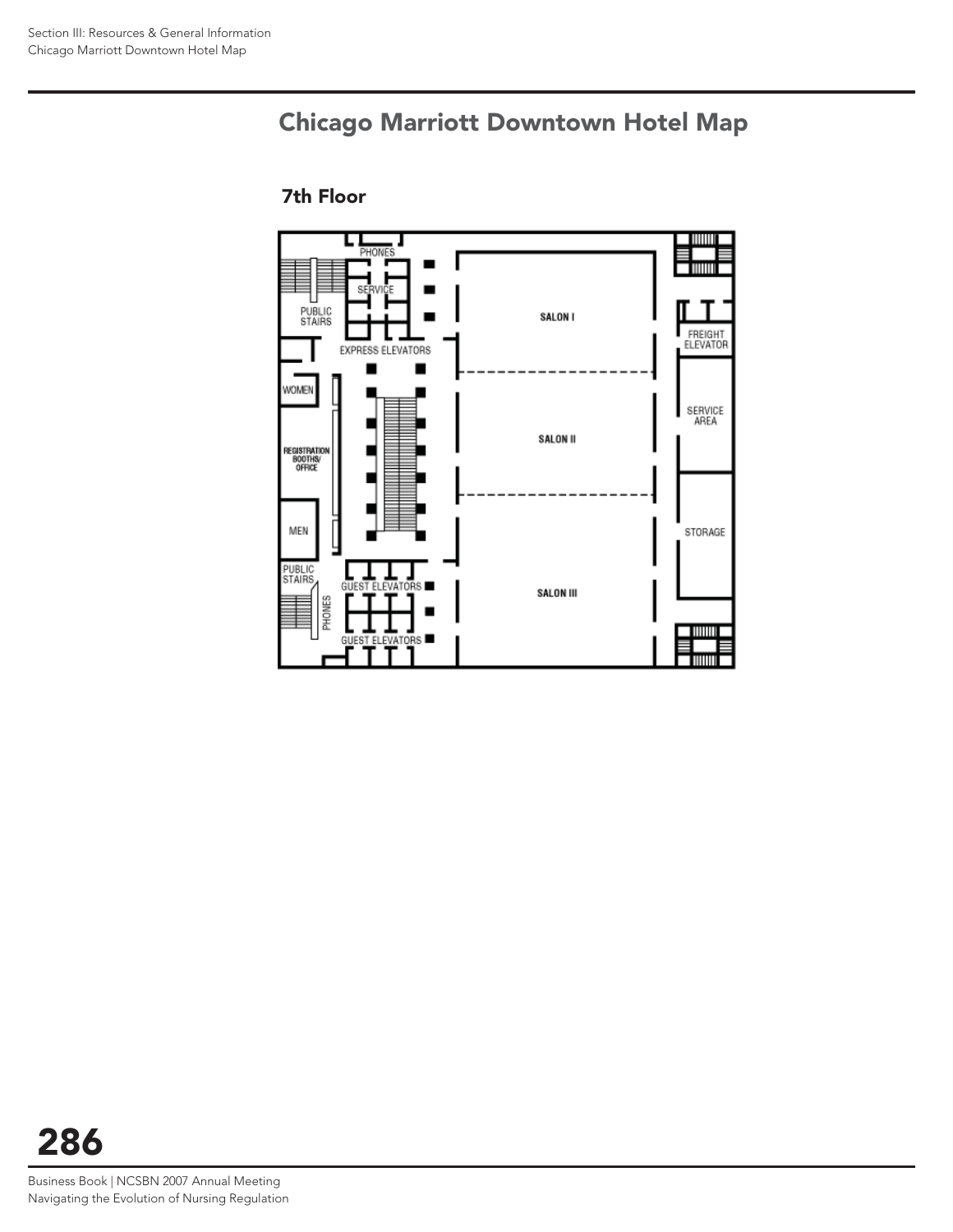# Chicago Marriott Downtown Hotel Map

## 7th Floor

PHONES

SERVICE

PUBLIC STAIRS

EXPRESS ELEVATORS

WOMEN

REGISTRATION BOOTHS/ OFFICE

MEN

PUBLIC STAIRS

PHONES

GUEST ELEVATORS

GUEST ELEVATORS

SALON I

SALON II

SALON III

FREIGHT ELEVATOR

SERVICE AREA

STORAGE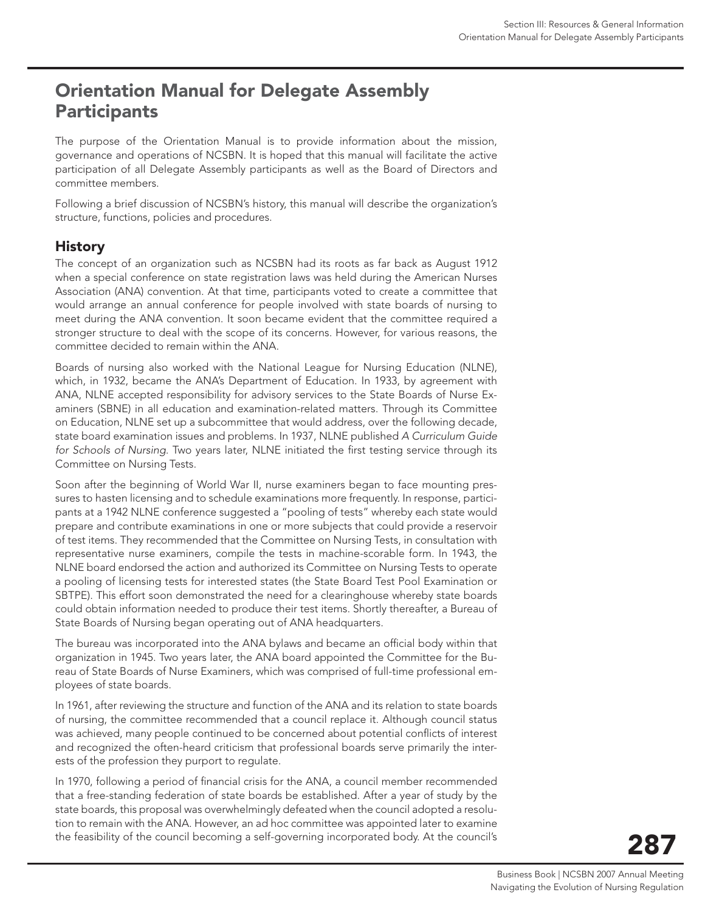# Orientation Manual for Delegate Assembly Participants

The purpose of the Orientation Manual is to provide information about the mission, governance and operations of NCSBN. It is hoped that this manual will facilitate the active participation of all Delegate Assembly participants as well as the Board of Directors and committee members.

Following a brief discussion of NCSBN's history, this manual will describe the organization's structure, functions, policies and procedures.

## History

The concept of an organization such as NCSBN had its roots as far back as August 1912 when a special conference on state registration laws was held during the American Nurses Association (ANA) convention. At that time, participants voted to create a committee that would arrange an annual conference for people involved with state boards of nursing to meet during the ANA convention. It soon became evident that the committee required a stronger structure to deal with the scope of its concerns. However, for various reasons, the committee decided to remain within the ANA.

Boards of nursing also worked with the National League for Nursing Education (NLNE), which, in 1932, became the ANA's Department of Education. In 1933, by agreement with ANA, NLNE accepted responsibility for advisory services to the State Boards of Nurse Examiners (SBNE) in all education and examination-related matters. Through its Committee on Education, NLNE set up a subcommittee that would address, over the following decade, state board examination issues and problems. In 1937, NLNE published *A Curriculum Guide for Schools of Nursing*. Two years later, NLNE initiated the first testing service through its Committee on Nursing Tests.

Soon after the beginning of World War II, nurse examiners began to face mounting pressures to hasten licensing and to schedule examinations more frequently. In response, participants at a 1942 NLNE conference suggested a "pooling of tests" whereby each state would prepare and contribute examinations in one or more subjects that could provide a reservoir of test items. They recommended that the Committee on Nursing Tests, in consultation with representative nurse examiners, compile the tests in machine-scorable form. In 1943, the NLNE board endorsed the action and authorized its Committee on Nursing Tests to operate a pooling of licensing tests for interested states (the State Board Test Pool Examination or SBTPE). This effort soon demonstrated the need for a clearinghouse whereby state boards could obtain information needed to produce their test items. Shortly thereafter, a Bureau of State Boards of Nursing began operating out of ANA headquarters.

The bureau was incorporated into the ANA bylaws and became an official body within that organization in 1945. Two years later, the ANA board appointed the Committee for the Bureau of State Boards of Nurse Examiners, which was comprised of full-time professional employees of state boards.

In 1961, after reviewing the structure and function of the ANA and its relation to state boards of nursing, the committee recommended that a council replace it. Although council status was achieved, many people continued to be concerned about potential conflicts of interest and recognized the often-heard criticism that professional boards serve primarily the interests of the profession they purport to regulate.

In 1970, following a period of financial crisis for the ANA, a council member recommended that a free-standing federation of state boards be established. After a year of study by the state boards, this proposal was overwhelmingly defeated when the council adopted a resolution to remain with the ANA. However, an ad hoc committee was appointed later to examine the feasibility of the council becoming a self-governing incorporated body. At the council's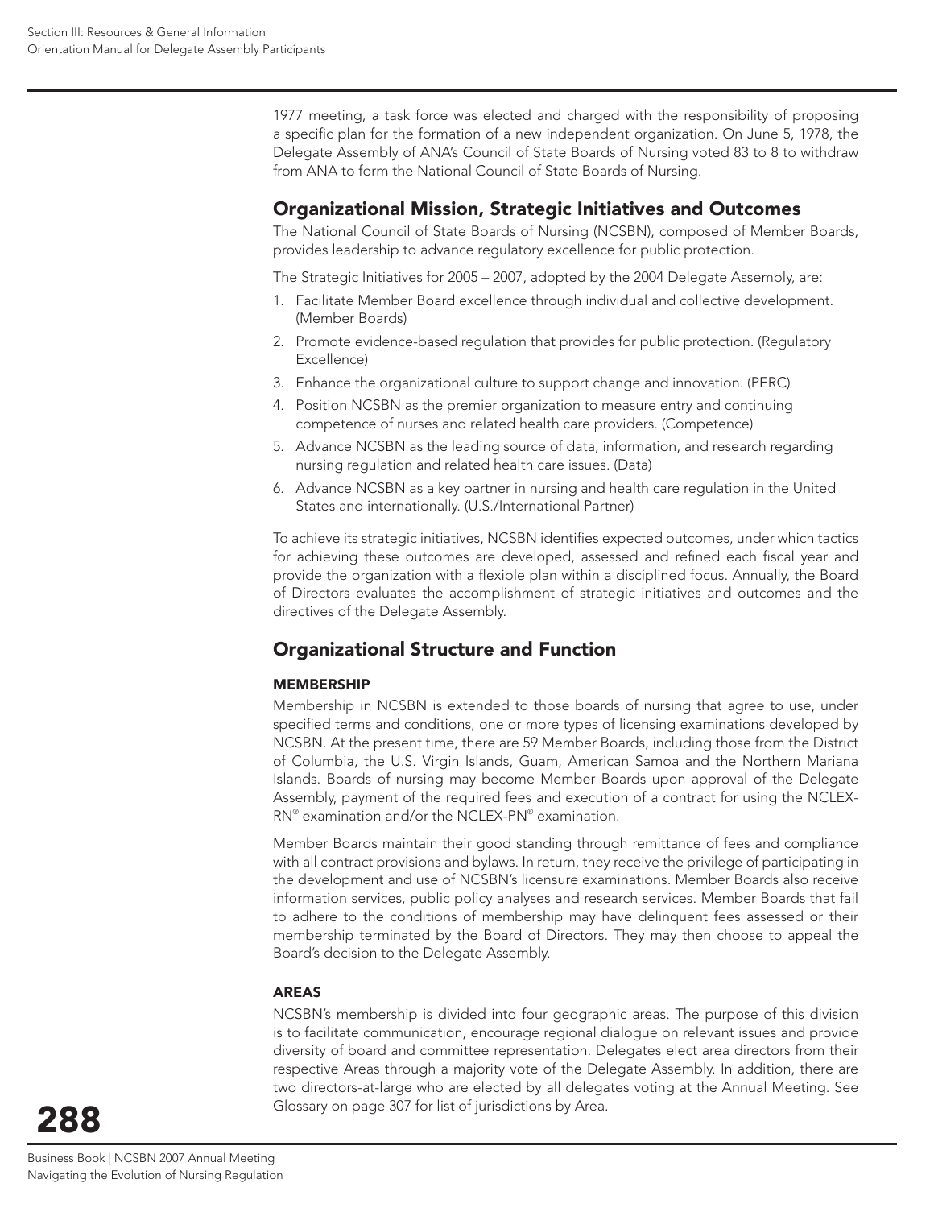1977 meeting, a task force was elected and charged with the responsibility of proposing a specific plan for the formation of a new independent organization. On June 5, 1978, the Delegate Assembly of ANA's Council of State Boards of Nursing voted 83 to 8 to withdraw from ANA to form the National Council of State Boards of Nursing.

## Organizational Mission, Strategic Initiatives and Outcomes

The National Council of State Boards of Nursing (NCSBN), composed of Member Boards, provides leadership to advance regulatory excellence for public protection.

The Strategic Initiatives for 2005 – 2007, adopted by the 2004 Delegate Assembly, are:

1. Facilitate Member Board excellence through individual and collective development. (Member Boards)
2. Promote evidence-based regulation that provides for public protection. (Regulatory Excellence)
3. Enhance the organizational culture to support change and innovation. (PERC)
4. Position NCSBN as the premier organization to measure entry and continuing competence of nurses and related health care providers. (Competence)
5. Advance NCSBN as the leading source of data, information, and research regarding nursing regulation and related health care issues. (Data)
6. Advance NCSBN as a key partner in nursing and health care regulation in the United States and internationally. (U.S./International Partner)

To achieve its strategic initiatives, NCSBN identifies expected outcomes, under which tactics for achieving these outcomes are developed, assessed and refined each fiscal year and provide the organization with a flexible plan within a disciplined focus. Annually, the Board of Directors evaluates the accomplishment of strategic initiatives and outcomes and the directives of the Delegate Assembly.

## Organizational Structure and Function

### MEMBERSHIP

Membership in NCSBN is extended to those boards of nursing that agree to use, under specified terms and conditions, one or more types of licensing examinations developed by NCSBN. At the present time, there are 59 Member Boards, including those from the District of Columbia, the U.S. Virgin Islands, Guam, American Samoa and the Northern Mariana Islands. Boards of nursing may become Member Boards upon approval of the Delegate Assembly, payment of the required fees and execution of a contract for using the NCLEX-RN® examination and/or the NCLEX-PN® examination.

Member Boards maintain their good standing through remittance of fees and compliance with all contract provisions and bylaws. In return, they receive the privilege of participating in the development and use of NCSBN's licensure examinations. Member Boards also receive information services, public policy analyses and research services. Member Boards that fail to adhere to the conditions of membership may have delinquent fees assessed or their membership terminated by the Board of Directors. They may then choose to appeal the Board's decision to the Delegate Assembly.

### AREAS

NCSBN's membership is divided into four geographic areas. The purpose of this division is to facilitate communication, encourage regional dialogue on relevant issues and provide diversity of board and committee representation. Delegates elect area directors from their respective Areas through a majority vote of the Delegate Assembly. In addition, there are two directors-at-large who are elected by all delegates voting at the Annual Meeting. See Glossary on page 307 for list of jurisdictions by Area.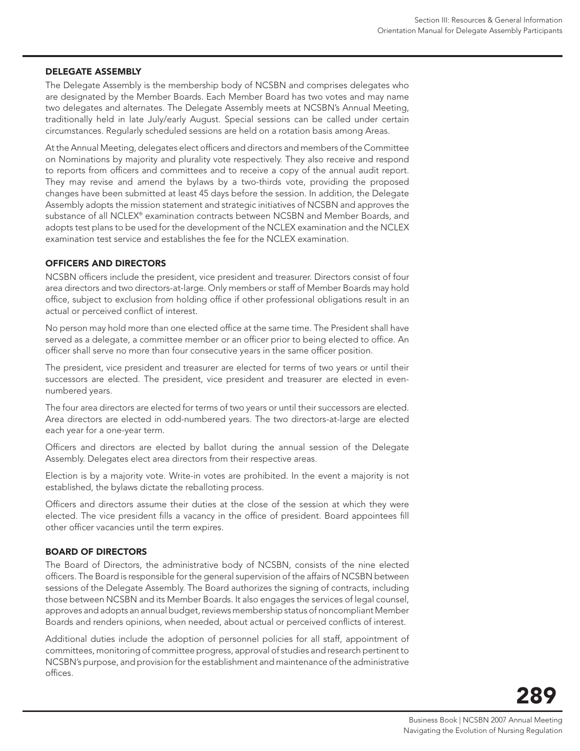## DELEGATE ASSEMBLY

The Delegate Assembly is the membership body of NCSBN and comprises delegates who are designated by the Member Boards. Each Member Board has two votes and may name two delegates and alternates. The Delegate Assembly meets at NCSBN's Annual Meeting, traditionally held in late July/early August. Special sessions can be called under certain circumstances. Regularly scheduled sessions are held on a rotation basis among Areas.

At the Annual Meeting, delegates elect officers and directors and members of the Committee on Nominations by majority and plurality vote respectively. They also receive and respond to reports from officers and committees and to receive a copy of the annual audit report. They may revise and amend the bylaws by a two-thirds vote, providing the proposed changes have been submitted at least 45 days before the session. In addition, the Delegate Assembly adopts the mission statement and strategic initiatives of NCSBN and approves the substance of all NCLEX® examination contracts between NCSBN and Member Boards, and adopts test plans to be used for the development of the NCLEX examination and the NCLEX examination test service and establishes the fee for the NCLEX examination.

## OFFICERS AND DIRECTORS

NCSBN officers include the president, vice president and treasurer. Directors consist of four area directors and two directors-at-large. Only members or staff of Member Boards may hold office, subject to exclusion from holding office if other professional obligations result in an actual or perceived conflict of interest.

No person may hold more than one elected office at the same time. The President shall have served as a delegate, a committee member or an officer prior to being elected to office. An officer shall serve no more than four consecutive years in the same officer position.

The president, vice president and treasurer are elected for terms of two years or until their successors are elected. The president, vice president and treasurer are elected in even-numbered years.

The four area directors are elected for terms of two years or until their successors are elected. Area directors are elected in odd-numbered years. The two directors-at-large are elected each year for a one-year term.

Officers and directors are elected by ballot during the annual session of the Delegate Assembly. Delegates elect area directors from their respective areas.

Election is by a majority vote. Write-in votes are prohibited. In the event a majority is not established, the bylaws dictate the reballoting process.

Officers and directors assume their duties at the close of the session at which they were elected. The vice president fills a vacancy in the office of president. Board appointees fill other officer vacancies until the term expires.

## BOARD OF DIRECTORS

The Board of Directors, the administrative body of NCSBN, consists of the nine elected officers. The Board is responsible for the general supervision of the affairs of NCSBN between sessions of the Delegate Assembly. The Board authorizes the signing of contracts, including those between NCSBN and its Member Boards. It also engages the services of legal counsel, approves and adopts an annual budget, reviews membership status of noncompliant Member Boards and renders opinions, when needed, about actual or perceived conflicts of interest.

Additional duties include the adoption of personnel policies for all staff, appointment of committees, monitoring of committee progress, approval of studies and research pertinent to NCSBN's purpose, and provision for the establishment and maintenance of the administrative offices.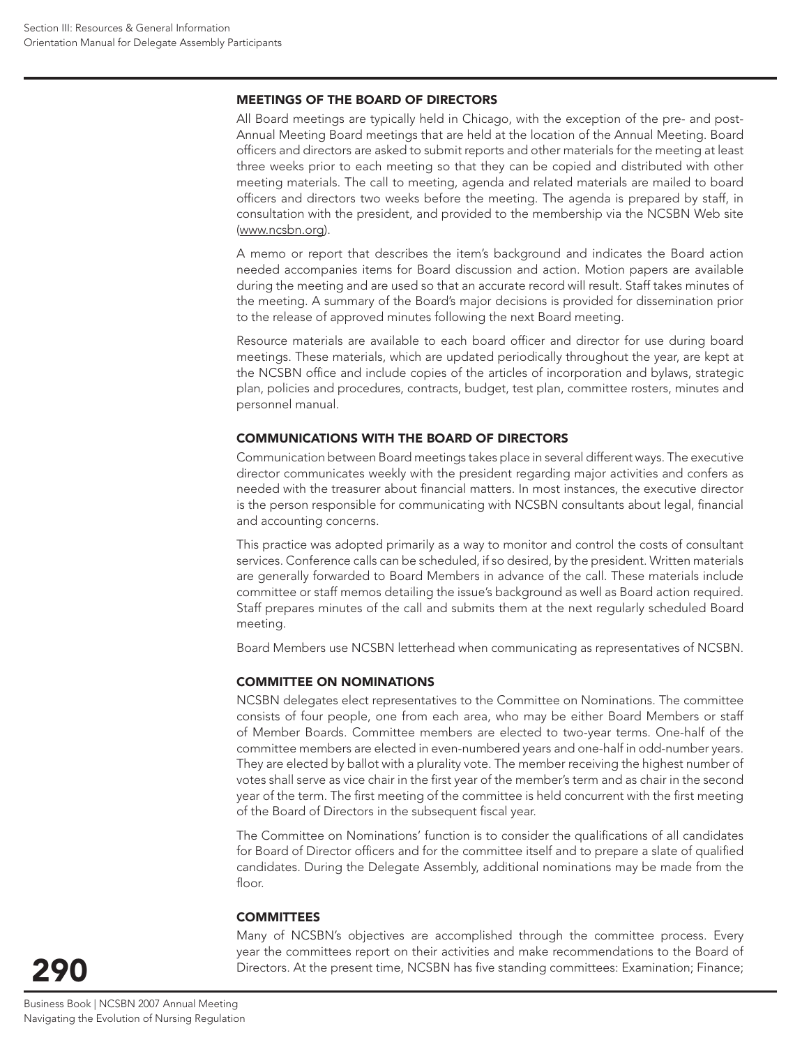## MEETINGS OF THE BOARD OF DIRECTORS

All Board meetings are typically held in Chicago, with the exception of the pre- and post-Annual Meeting Board meetings that are held at the location of the Annual Meeting. Board officers and directors are asked to submit reports and other materials for the meeting at least three weeks prior to each meeting so that they can be copied and distributed with other meeting materials. The call to meeting, agenda and related materials are mailed to board officers and directors two weeks before the meeting. The agenda is prepared by staff, in consultation with the president, and provided to the membership via the NCSBN Web site (www.ncsbn.org).

A memo or report that describes the item's background and indicates the Board action needed accompanies items for Board discussion and action. Motion papers are available during the meeting and are used so that an accurate record will result. Staff takes minutes of the meeting. A summary of the Board's major decisions is provided for dissemination prior to the release of approved minutes following the next Board meeting.

Resource materials are available to each board officer and director for use during board meetings. These materials, which are updated periodically throughout the year, are kept at the NCSBN office and include copies of the articles of incorporation and bylaws, strategic plan, policies and procedures, contracts, budget, test plan, committee rosters, minutes and personnel manual.

## COMMUNICATIONS WITH THE BOARD OF DIRECTORS

Communication between Board meetings takes place in several different ways. The executive director communicates weekly with the president regarding major activities and confers as needed with the treasurer about financial matters. In most instances, the executive director is the person responsible for communicating with NCSBN consultants about legal, financial and accounting concerns.

This practice was adopted primarily as a way to monitor and control the costs of consultant services. Conference calls can be scheduled, if so desired, by the president. Written materials are generally forwarded to Board Members in advance of the call. These materials include committee or staff memos detailing the issue's background as well as Board action required. Staff prepares minutes of the call and submits them at the next regularly scheduled Board meeting.

Board Members use NCSBN letterhead when communicating as representatives of NCSBN.

## COMMITTEE ON NOMINATIONS

NCSBN delegates elect representatives to the Committee on Nominations. The committee consists of four people, one from each area, who may be either Board Members or staff of Member Boards. Committee members are elected to two-year terms. One-half of the committee members are elected in even-numbered years and one-half in odd-number years. They are elected by ballot with a plurality vote. The member receiving the highest number of votes shall serve as vice chair in the first year of the member's term and as chair in the second year of the term. The first meeting of the committee is held concurrent with the first meeting of the Board of Directors in the subsequent fiscal year.

The Committee on Nominations' function is to consider the qualifications of all candidates for Board of Director officers and for the committee itself and to prepare a slate of qualified candidates. During the Delegate Assembly, additional nominations may be made from the floor.

## COMMITTEES

Many of NCSBN's objectives are accomplished through the committee process. Every year the committees report on their activities and make recommendations to the Board of Directors. At the present time, NCSBN has five standing committees: Examination; Finance;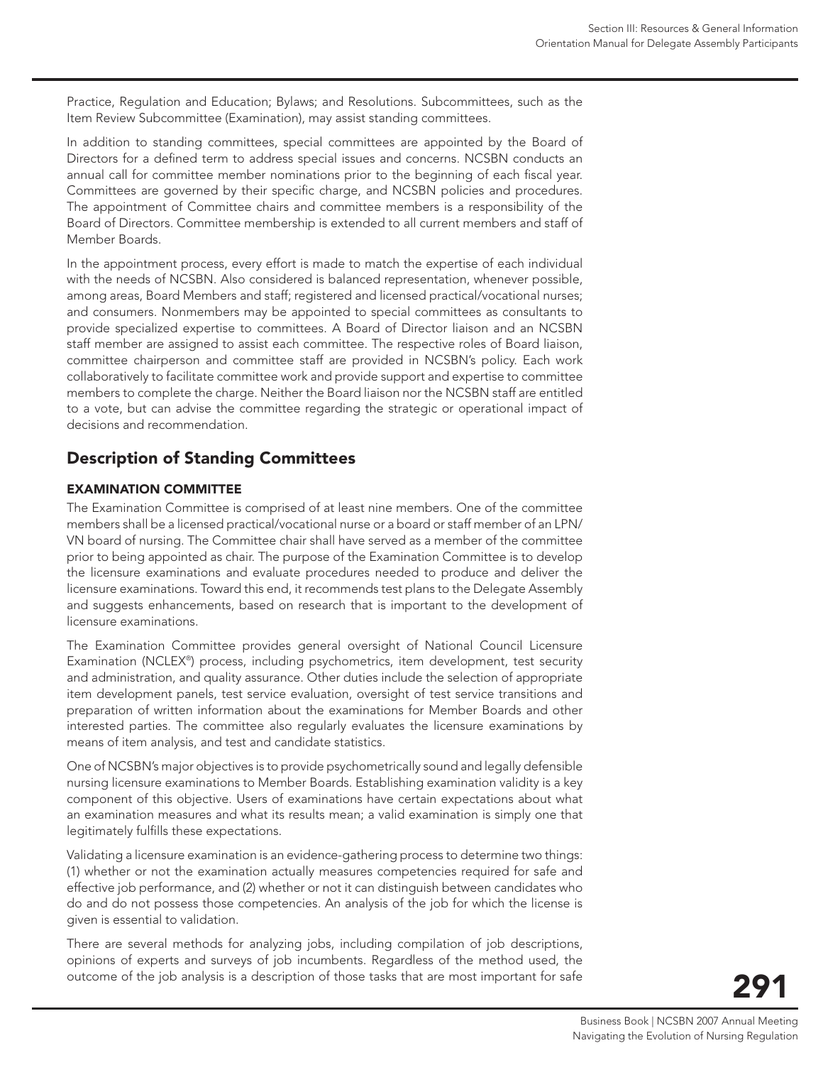Practice, Regulation and Education; Bylaws; and Resolutions. Subcommittees, such as the Item Review Subcommittee (Examination), may assist standing committees.

In addition to standing committees, special committees are appointed by the Board of Directors for a defined term to address special issues and concerns. NCSBN conducts an annual call for committee member nominations prior to the beginning of each fiscal year. Committees are governed by their specific charge, and NCSBN policies and procedures. The appointment of Committee chairs and committee members is a responsibility of the Board of Directors. Committee membership is extended to all current members and staff of Member Boards.

In the appointment process, every effort is made to match the expertise of each individual with the needs of NCSBN. Also considered is balanced representation, whenever possible, among areas, Board Members and staff; registered and licensed practical/vocational nurses; and consumers. Nonmembers may be appointed to special committees as consultants to provide specialized expertise to committees. A Board of Director liaison and an NCSBN staff member are assigned to assist each committee. The respective roles of Board liaison, committee chairperson and committee staff are provided in NCSBN's policy. Each work collaboratively to facilitate committee work and provide support and expertise to committee members to complete the charge. Neither the Board liaison nor the NCSBN staff are entitled to a vote, but can advise the committee regarding the strategic or operational impact of decisions and recommendation.

## Description of Standing Committees

### EXAMINATION COMMITTEE

The Examination Committee is comprised of at least nine members. One of the committee members shall be a licensed practical/vocational nurse or a board or staff member of an LPN/VN board of nursing. The Committee chair shall have served as a member of the committee prior to being appointed as chair. The purpose of the Examination Committee is to develop the licensure examinations and evaluate procedures needed to produce and deliver the licensure examinations. Toward this end, it recommends test plans to the Delegate Assembly and suggests enhancements, based on research that is important to the development of licensure examinations.

The Examination Committee provides general oversight of National Council Licensure Examination (NCLEX®) process, including psychometrics, item development, test security and administration, and quality assurance. Other duties include the selection of appropriate item development panels, test service evaluation, oversight of test service transitions and preparation of written information about the examinations for Member Boards and other interested parties. The committee also regularly evaluates the licensure examinations by means of item analysis, and test and candidate statistics.

One of NCSBN's major objectives is to provide psychometrically sound and legally defensible nursing licensure examinations to Member Boards. Establishing examination validity is a key component of this objective. Users of examinations have certain expectations about what an examination measures and what its results mean; a valid examination is simply one that legitimately fulfills these expectations.

Validating a licensure examination is an evidence-gathering process to determine two things: (1) whether or not the examination actually measures competencies required for safe and effective job performance, and (2) whether or not it can distinguish between candidates who do and do not possess those competencies. An analysis of the job for which the license is given is essential to validation.

There are several methods for analyzing jobs, including compilation of job descriptions, opinions of experts and surveys of job incumbents. Regardless of the method used, the outcome of the job analysis is a description of those tasks that are most important for safe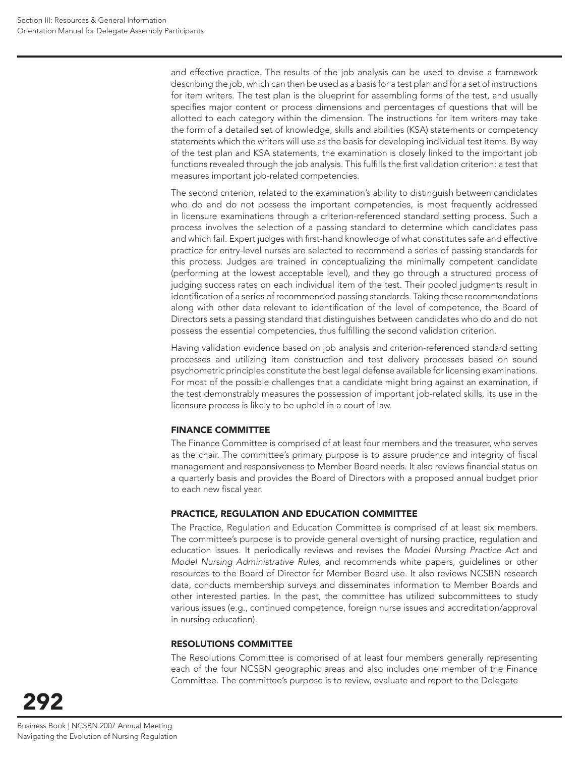and effective practice. The results of the job analysis can be used to devise a framework describing the job, which can then be used as a basis for a test plan and for a set of instructions for item writers. The test plan is the blueprint for assembling forms of the test, and usually specifies major content or process dimensions and percentages of questions that will be allotted to each category within the dimension. The instructions for item writers may take the form of a detailed set of knowledge, skills and abilities (KSA) statements or competency statements which the writers will use as the basis for developing individual test items. By way of the test plan and KSA statements, the examination is closely linked to the important job functions revealed through the job analysis. This fulfills the first validation criterion: a test that measures important job-related competencies.

The second criterion, related to the examination's ability to distinguish between candidates who do and do not possess the important competencies, is most frequently addressed in licensure examinations through a criterion-referenced standard setting process. Such a process involves the selection of a passing standard to determine which candidates pass and which fail. Expert judges with first-hand knowledge of what constitutes safe and effective practice for entry-level nurses are selected to recommend a series of passing standards for this process. Judges are trained in conceptualizing the minimally competent candidate (performing at the lowest acceptable level), and they go through a structured process of judging success rates on each individual item of the test. Their pooled judgments result in identification of a series of recommended passing standards. Taking these recommendations along with other data relevant to identification of the level of competence, the Board of Directors sets a passing standard that distinguishes between candidates who do and do not possess the essential competencies, thus fulfilling the second validation criterion.

Having validation evidence based on job analysis and criterion-referenced standard setting processes and utilizing item construction and test delivery processes based on sound psychometric principles constitute the best legal defense available for licensing examinations. For most of the possible challenges that a candidate might bring against an examination, if the test demonstrably measures the possession of important job-related skills, its use in the licensure process is likely to be upheld in a court of law.

### FINANCE COMMITTEE

The Finance Committee is comprised of at least four members and the treasurer, who serves as the chair. The committee's primary purpose is to assure prudence and integrity of fiscal management and responsiveness to Member Board needs. It also reviews financial status on a quarterly basis and provides the Board of Directors with a proposed annual budget prior to each new fiscal year.

### PRACTICE, REGULATION AND EDUCATION COMMITTEE

The Practice, Regulation and Education Committee is comprised of at least six members. The committee's purpose is to provide general oversight of nursing practice, regulation and education issues. It periodically reviews and revises the *Model Nursing Practice Act* and *Model Nursing Administrative Rules*, and recommends white papers, guidelines or other resources to the Board of Director for Member Board use. It also reviews NCSBN research data, conducts membership surveys and disseminates information to Member Boards and other interested parties. In the past, the committee has utilized subcommittees to study various issues (e.g., continued competence, foreign nurse issues and accreditation/approval in nursing education).

### RESOLUTIONS COMMITTEE

The Resolutions Committee is comprised of at least four members generally representing each of the four NCSBN geographic areas and also includes one member of the Finance Committee. The committee's purpose is to review, evaluate and report to the Delegate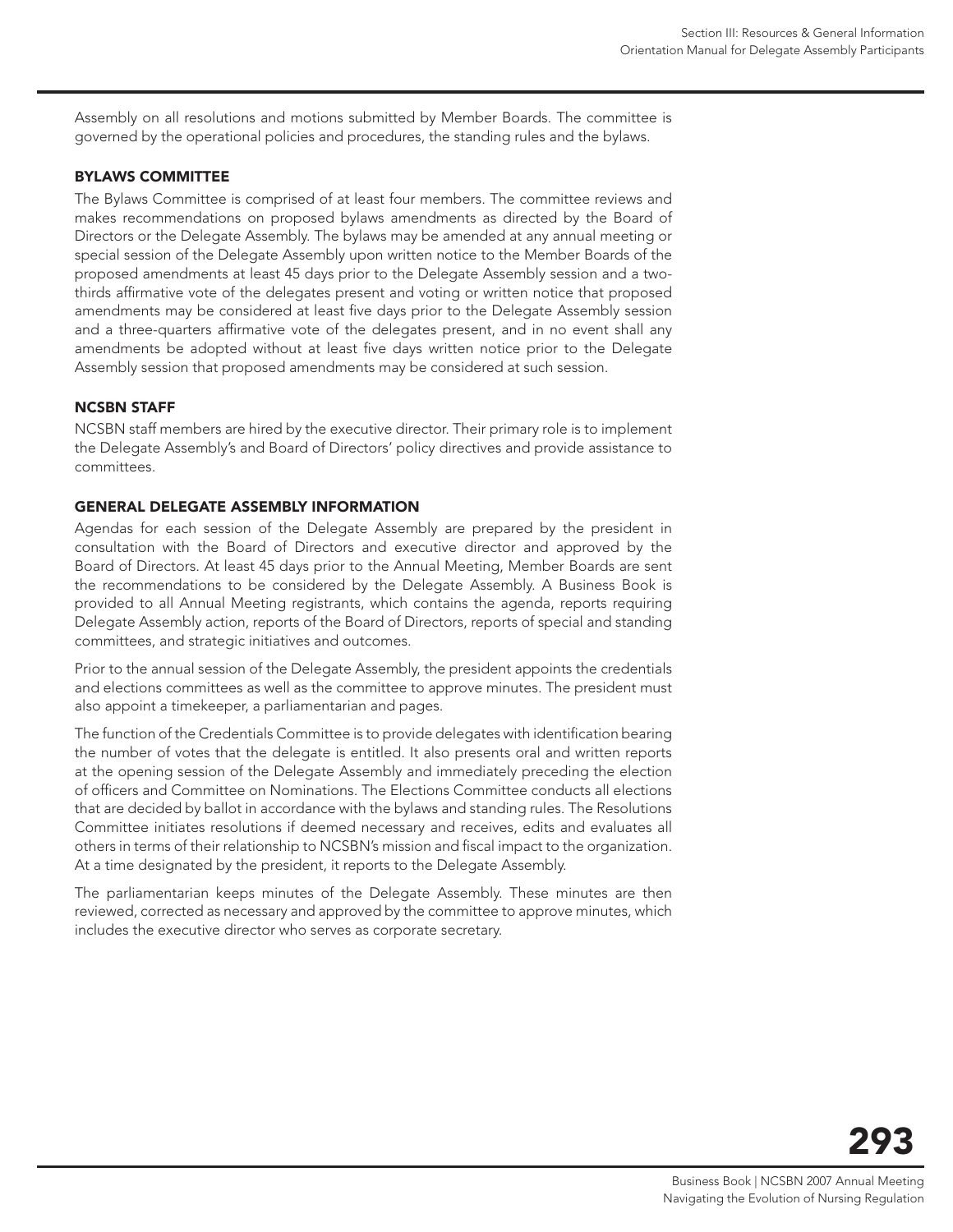Assembly on all resolutions and motions submitted by Member Boards. The committee is governed by the operational policies and procedures, the standing rules and the bylaws.

### BYLAWS COMMITTEE

The Bylaws Committee is comprised of at least four members. The committee reviews and makes recommendations on proposed bylaws amendments as directed by the Board of Directors or the Delegate Assembly. The bylaws may be amended at any annual meeting or special session of the Delegate Assembly upon written notice to the Member Boards of the proposed amendments at least 45 days prior to the Delegate Assembly session and a two-thirds affirmative vote of the delegates present and voting or written notice that proposed amendments may be considered at least five days prior to the Delegate Assembly session and a three-quarters affirmative vote of the delegates present, and in no event shall any amendments be adopted without at least five days written notice prior to the Delegate Assembly session that proposed amendments may be considered at such session.

### NCSBN STAFF

NCSBN staff members are hired by the executive director. Their primary role is to implement the Delegate Assembly's and Board of Directors' policy directives and provide assistance to committees.

### GENERAL DELEGATE ASSEMBLY INFORMATION

Agendas for each session of the Delegate Assembly are prepared by the president in consultation with the Board of Directors and executive director and approved by the Board of Directors. At least 45 days prior to the Annual Meeting, Member Boards are sent the recommendations to be considered by the Delegate Assembly. A Business Book is provided to all Annual Meeting registrants, which contains the agenda, reports requiring Delegate Assembly action, reports of the Board of Directors, reports of special and standing committees, and strategic initiatives and outcomes.

Prior to the annual session of the Delegate Assembly, the president appoints the credentials and elections committees as well as the committee to approve minutes. The president must also appoint a timekeeper, a parliamentarian and pages.

The function of the Credentials Committee is to provide delegates with identification bearing the number of votes that the delegate is entitled. It also presents oral and written reports at the opening session of the Delegate Assembly and immediately preceding the election of officers and Committee on Nominations. The Elections Committee conducts all elections that are decided by ballot in accordance with the bylaws and standing rules. The Resolutions Committee initiates resolutions if deemed necessary and receives, edits and evaluates all others in terms of their relationship to NCSBN's mission and fiscal impact to the organization. At a time designated by the president, it reports to the Delegate Assembly.

The parliamentarian keeps minutes of the Delegate Assembly. These minutes are then reviewed, corrected as necessary and approved by the committee to approve minutes, which includes the executive director who serves as corporate secretary.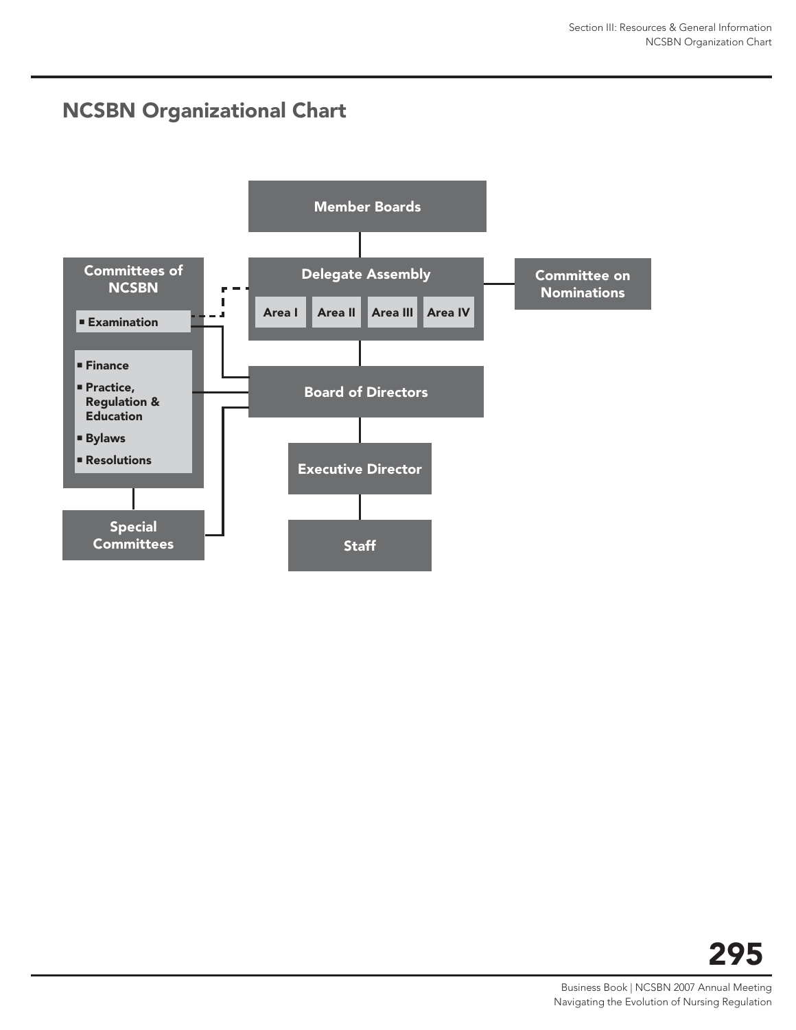# NCSBN Organizational Chart

- Member Boards
  - Delegate Assembly
    - Area I
    - Area II
    - Area III
    - Area IV
  - Committee on Nominations
- Committees of NCSBN
  - Examination
  - Finance
  - Practice, Regulation & Education
  - Bylaws
  - Resolutions
- Special Committees
- Board of Directors
- Executive Director
- Staff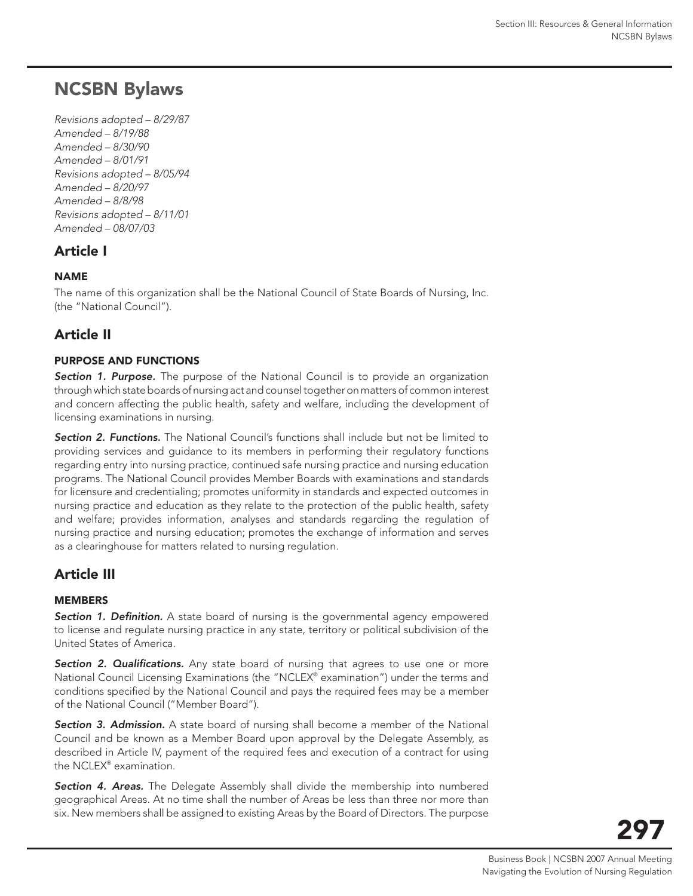# NCSBN Bylaws

*Revisions adopted – 8/29/87*
*Amended – 8/19/88*
*Amended – 8/30/90*
*Amended – 8/01/91*
*Revisions adopted – 8/05/94*
*Amended – 8/20/97*
*Amended – 8/8/98*
*Revisions adopted – 8/11/01*
*Amended – 08/07/03*

## Article I

### NAME

The name of this organization shall be the National Council of State Boards of Nursing, Inc. (the "National Council").

## Article II

### PURPOSE AND FUNCTIONS

***Section 1. Purpose.*** The purpose of the National Council is to provide an organization through which state boards of nursing act and counsel together on matters of common interest and concern affecting the public health, safety and welfare, including the development of licensing examinations in nursing.

***Section 2. Functions.*** The National Council's functions shall include but not be limited to providing services and guidance to its members in performing their regulatory functions regarding entry into nursing practice, continued safe nursing practice and nursing education programs. The National Council provides Member Boards with examinations and standards for licensure and credentialing; promotes uniformity in standards and expected outcomes in nursing practice and education as they relate to the protection of the public health, safety and welfare; provides information, analyses and standards regarding the regulation of nursing practice and nursing education; promotes the exchange of information and serves as a clearinghouse for matters related to nursing regulation.

## Article III

### MEMBERS

***Section 1. Definition.*** A state board of nursing is the governmental agency empowered to license and regulate nursing practice in any state, territory or political subdivision of the United States of America.

***Section 2. Qualifications.*** Any state board of nursing that agrees to use one or more National Council Licensing Examinations (the "NCLEX® examination") under the terms and conditions specified by the National Council and pays the required fees may be a member of the National Council ("Member Board").

***Section 3. Admission.*** A state board of nursing shall become a member of the National Council and be known as a Member Board upon approval by the Delegate Assembly, as described in Article IV, payment of the required fees and execution of a contract for using the NCLEX® examination.

***Section 4. Areas.*** The Delegate Assembly shall divide the membership into numbered geographical Areas. At no time shall the number of Areas be less than three nor more than six. New members shall be assigned to existing Areas by the Board of Directors. The purpose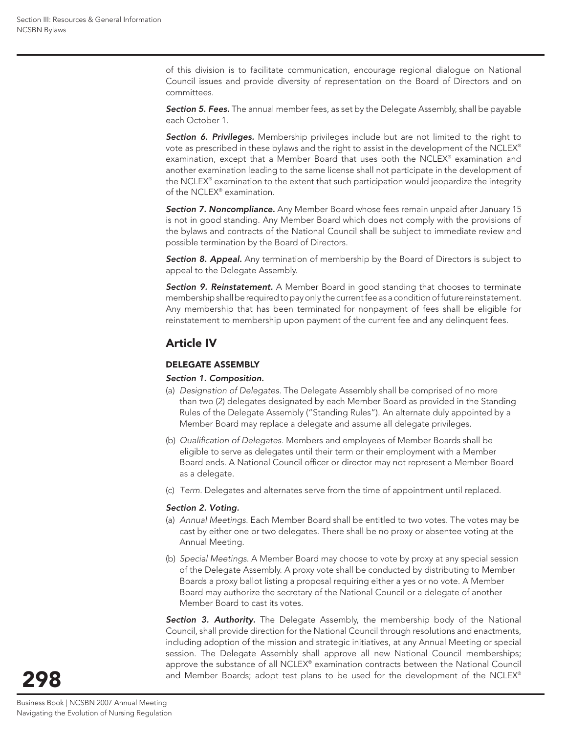of this division is to facilitate communication, encourage regional dialogue on National Council issues and provide diversity of representation on the Board of Directors and on committees.

***Section 5. Fees.*** The annual member fees, as set by the Delegate Assembly, shall be payable each October 1.

***Section 6. Privileges.*** Membership privileges include but are not limited to the right to vote as prescribed in these bylaws and the right to assist in the development of the NCLEX® examination, except that a Member Board that uses both the NCLEX® examination and another examination leading to the same license shall not participate in the development of the NCLEX® examination to the extent that such participation would jeopardize the integrity of the NCLEX® examination.

***Section 7. Noncompliance.*** Any Member Board whose fees remain unpaid after January 15 is not in good standing. Any Member Board which does not comply with the provisions of the bylaws and contracts of the National Council shall be subject to immediate review and possible termination by the Board of Directors.

***Section 8. Appeal.*** Any termination of membership by the Board of Directors is subject to appeal to the Delegate Assembly.

***Section 9. Reinstatement.*** A Member Board in good standing that chooses to terminate membership shall be required to pay only the current fee as a condition of future reinstatement. Any membership that has been terminated for nonpayment of fees shall be eligible for reinstatement to membership upon payment of the current fee and any delinquent fees.

## Article IV

### DELEGATE ASSEMBLY

***Section 1. Composition.***

(a) *Designation of Delegates.* The Delegate Assembly shall be comprised of no more than two (2) delegates designated by each Member Board as provided in the Standing Rules of the Delegate Assembly ("Standing Rules"). An alternate duly appointed by a Member Board may replace a delegate and assume all delegate privileges.

(b) *Qualification of Delegates.* Members and employees of Member Boards shall be eligible to serve as delegates until their term or their employment with a Member Board ends. A National Council officer or director may not represent a Member Board as a delegate.

(c) *Term.* Delegates and alternates serve from the time of appointment until replaced.

***Section 2. Voting.***

(a) *Annual Meetings.* Each Member Board shall be entitled to two votes. The votes may be cast by either one or two delegates. There shall be no proxy or absentee voting at the Annual Meeting.

(b) *Special Meetings.* A Member Board may choose to vote by proxy at any special session of the Delegate Assembly. A proxy vote shall be conducted by distributing to Member Boards a proxy ballot listing a proposal requiring either a yes or no vote. A Member Board may authorize the secretary of the National Council or a delegate of another Member Board to cast its votes.

***Section 3. Authority.*** The Delegate Assembly, the membership body of the National Council, shall provide direction for the National Council through resolutions and enactments, including adoption of the mission and strategic initiatives, at any Annual Meeting or special session. The Delegate Assembly shall approve all new National Council memberships; approve the substance of all NCLEX® examination contracts between the National Council and Member Boards; adopt test plans to be used for the development of the NCLEX®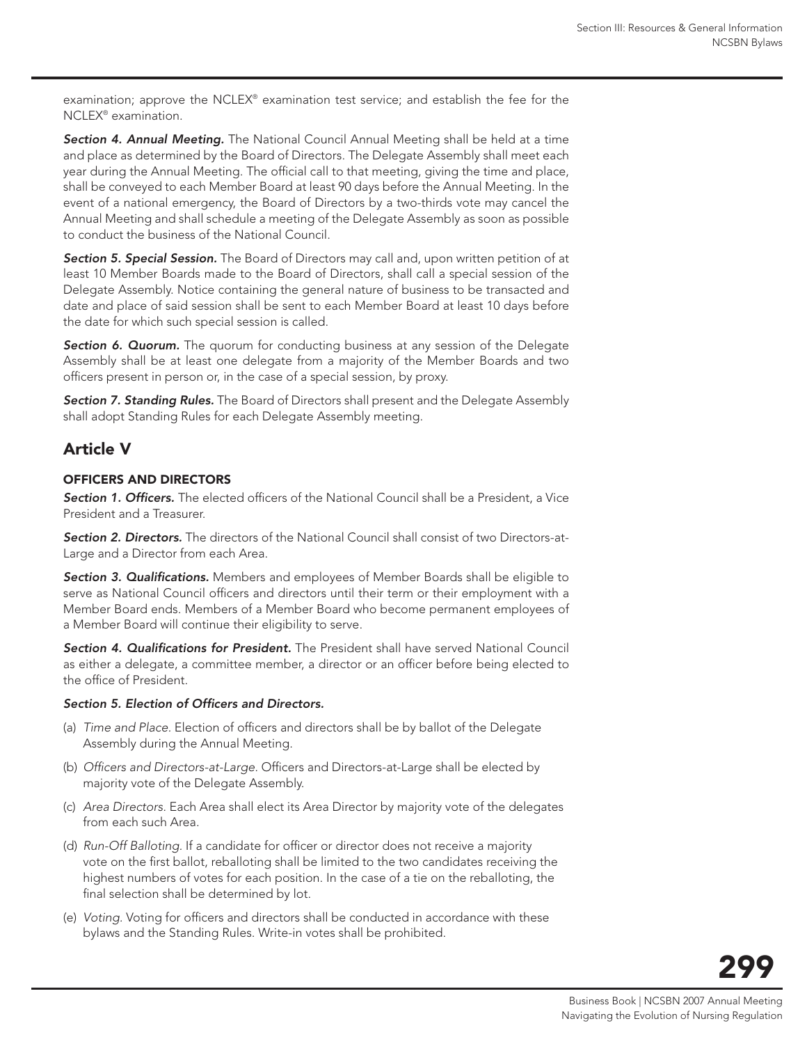examination; approve the NCLEX® examination test service; and establish the fee for the NCLEX® examination.

***Section 4. Annual Meeting.*** The National Council Annual Meeting shall be held at a time and place as determined by the Board of Directors. The Delegate Assembly shall meet each year during the Annual Meeting. The official call to that meeting, giving the time and place, shall be conveyed to each Member Board at least 90 days before the Annual Meeting. In the event of a national emergency, the Board of Directors by a two-thirds vote may cancel the Annual Meeting and shall schedule a meeting of the Delegate Assembly as soon as possible to conduct the business of the National Council.

***Section 5. Special Session.*** The Board of Directors may call and, upon written petition of at least 10 Member Boards made to the Board of Directors, shall call a special session of the Delegate Assembly. Notice containing the general nature of business to be transacted and date and place of said session shall be sent to each Member Board at least 10 days before the date for which such special session is called.

***Section 6. Quorum.*** The quorum for conducting business at any session of the Delegate Assembly shall be at least one delegate from a majority of the Member Boards and two officers present in person or, in the case of a special session, by proxy.

***Section 7. Standing Rules.*** The Board of Directors shall present and the Delegate Assembly shall adopt Standing Rules for each Delegate Assembly meeting.

## Article V

### OFFICERS AND DIRECTORS

***Section 1. Officers.*** The elected officers of the National Council shall be a President, a Vice President and a Treasurer.

***Section 2. Directors.*** The directors of the National Council shall consist of two Directors-at-Large and a Director from each Area.

***Section 3. Qualifications.*** Members and employees of Member Boards shall be eligible to serve as National Council officers and directors until their term or their employment with a Member Board ends. Members of a Member Board who become permanent employees of a Member Board will continue their eligibility to serve.

***Section 4. Qualifications for President.*** The President shall have served National Council as either a delegate, a committee member, a director or an officer before being elected to the office of President.

***Section 5. Election of Officers and Directors.***

(a) *Time and Place.* Election of officers and directors shall be by ballot of the Delegate Assembly during the Annual Meeting.

(b) *Officers and Directors-at-Large.* Officers and Directors-at-Large shall be elected by majority vote of the Delegate Assembly.

(c) *Area Directors.* Each Area shall elect its Area Director by majority vote of the delegates from each such Area.

(d) *Run-Off Balloting.* If a candidate for officer or director does not receive a majority vote on the first ballot, reballoting shall be limited to the two candidates receiving the highest numbers of votes for each position. In the case of a tie on the reballoting, the final selection shall be determined by lot.

(e) *Voting.* Voting for officers and directors shall be conducted in accordance with these bylaws and the Standing Rules. Write-in votes shall be prohibited.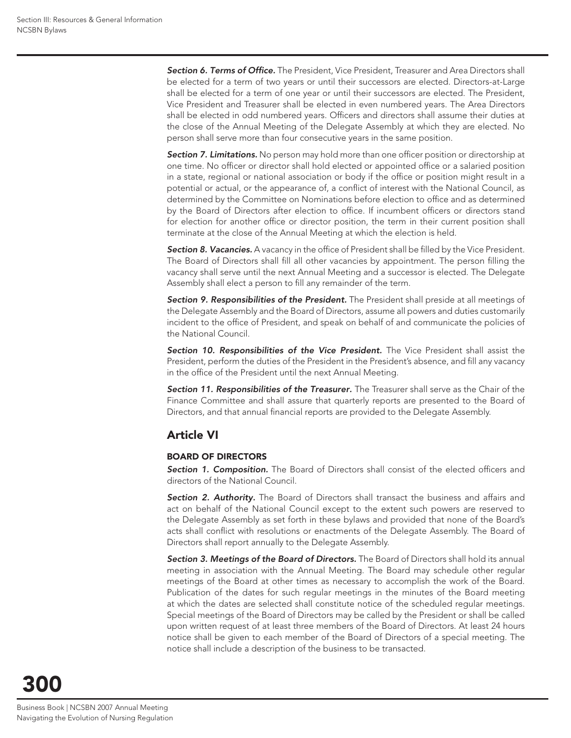***Section 6. Terms of Office.*** The President, Vice President, Treasurer and Area Directors shall be elected for a term of two years or until their successors are elected. Directors-at-Large shall be elected for a term of one year or until their successors are elected. The President, Vice President and Treasurer shall be elected in even numbered years. The Area Directors shall be elected in odd numbered years. Officers and directors shall assume their duties at the close of the Annual Meeting of the Delegate Assembly at which they are elected. No person shall serve more than four consecutive years in the same position.

***Section 7. Limitations.*** No person may hold more than one officer position or directorship at one time. No officer or director shall hold elected or appointed office or a salaried position in a state, regional or national association or body if the office or position might result in a potential or actual, or the appearance of, a conflict of interest with the National Council, as determined by the Committee on Nominations before election to office and as determined by the Board of Directors after election to office. If incumbent officers or directors stand for election for another office or director position, the term in their current position shall terminate at the close of the Annual Meeting at which the election is held.

***Section 8. Vacancies.*** A vacancy in the office of President shall be filled by the Vice President. The Board of Directors shall fill all other vacancies by appointment. The person filling the vacancy shall serve until the next Annual Meeting and a successor is elected. The Delegate Assembly shall elect a person to fill any remainder of the term.

***Section 9. Responsibilities of the President.*** The President shall preside at all meetings of the Delegate Assembly and the Board of Directors, assume all powers and duties customarily incident to the office of President, and speak on behalf of and communicate the policies of the National Council.

***Section 10. Responsibilities of the Vice President.*** The Vice President shall assist the President, perform the duties of the President in the President's absence, and fill any vacancy in the office of the President until the next Annual Meeting.

***Section 11. Responsibilities of the Treasurer.*** The Treasurer shall serve as the Chair of the Finance Committee and shall assure that quarterly reports are presented to the Board of Directors, and that annual financial reports are provided to the Delegate Assembly.

## Article VI

### BOARD OF DIRECTORS

***Section 1. Composition.*** The Board of Directors shall consist of the elected officers and directors of the National Council.

***Section 2. Authority.*** The Board of Directors shall transact the business and affairs and act on behalf of the National Council except to the extent such powers are reserved to the Delegate Assembly as set forth in these bylaws and provided that none of the Board's acts shall conflict with resolutions or enactments of the Delegate Assembly. The Board of Directors shall report annually to the Delegate Assembly.

***Section 3. Meetings of the Board of Directors.*** The Board of Directors shall hold its annual meeting in association with the Annual Meeting. The Board may schedule other regular meetings of the Board at other times as necessary to accomplish the work of the Board. Publication of the dates for such regular meetings in the minutes of the Board meeting at which the dates are selected shall constitute notice of the scheduled regular meetings. Special meetings of the Board of Directors may be called by the President or shall be called upon written request of at least three members of the Board of Directors. At least 24 hours notice shall be given to each member of the Board of Directors of a special meeting. The notice shall include a description of the business to be transacted.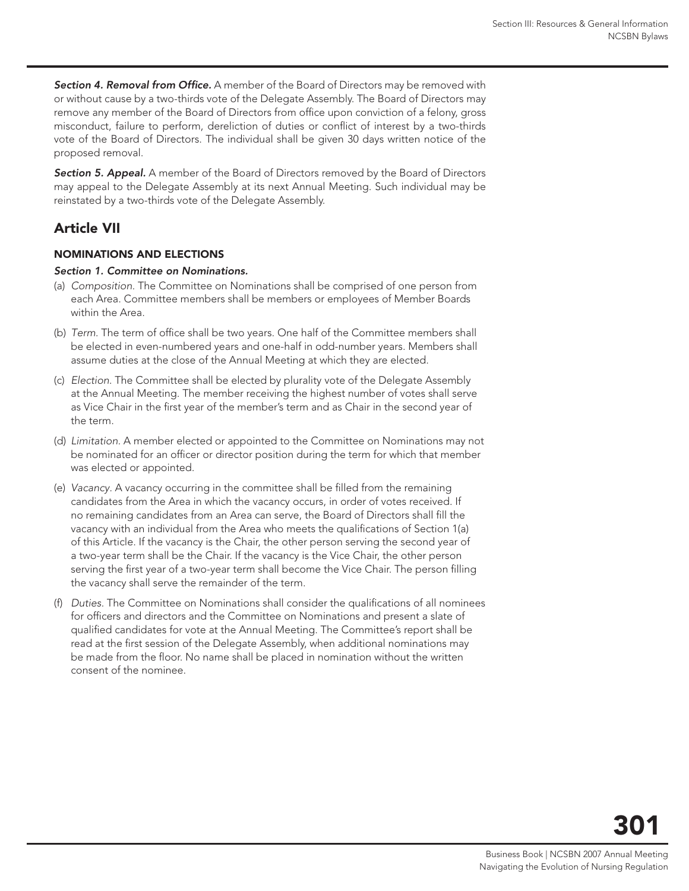***Section 4. Removal from Office.*** A member of the Board of Directors may be removed with or without cause by a two-thirds vote of the Delegate Assembly. The Board of Directors may remove any member of the Board of Directors from office upon conviction of a felony, gross misconduct, failure to perform, dereliction of duties or conflict of interest by a two-thirds vote of the Board of Directors. The individual shall be given 30 days written notice of the proposed removal.

***Section 5. Appeal.*** A member of the Board of Directors removed by the Board of Directors may appeal to the Delegate Assembly at its next Annual Meeting. Such individual may be reinstated by a two-thirds vote of the Delegate Assembly.

## Article VII

### NOMINATIONS AND ELECTIONS

***Section 1. Committee on Nominations.***

(a) *Composition.* The Committee on Nominations shall be comprised of one person from each Area. Committee members shall be members or employees of Member Boards within the Area.

(b) *Term.* The term of office shall be two years. One half of the Committee members shall be elected in even-numbered years and one-half in odd-number years. Members shall assume duties at the close of the Annual Meeting at which they are elected.

(c) *Election.* The Committee shall be elected by plurality vote of the Delegate Assembly at the Annual Meeting. The member receiving the highest number of votes shall serve as Vice Chair in the first year of the member's term and as Chair in the second year of the term.

(d) *Limitation.* A member elected or appointed to the Committee on Nominations may not be nominated for an officer or director position during the term for which that member was elected or appointed.

(e) *Vacancy.* A vacancy occurring in the committee shall be filled from the remaining candidates from the Area in which the vacancy occurs, in order of votes received. If no remaining candidates from an Area can serve, the Board of Directors shall fill the vacancy with an individual from the Area who meets the qualifications of Section 1(a) of this Article. If the vacancy is the Chair, the other person serving the second year of a two-year term shall be the Chair. If the vacancy is the Vice Chair, the other person serving the first year of a two-year term shall become the Vice Chair. The person filling the vacancy shall serve the remainder of the term.

(f) *Duties.* The Committee on Nominations shall consider the qualifications of all nominees for officers and directors and the Committee on Nominations and present a slate of qualified candidates for vote at the Annual Meeting. The Committee's report shall be read at the first session of the Delegate Assembly, when additional nominations may be made from the floor. No name shall be placed in nomination without the written consent of the nominee.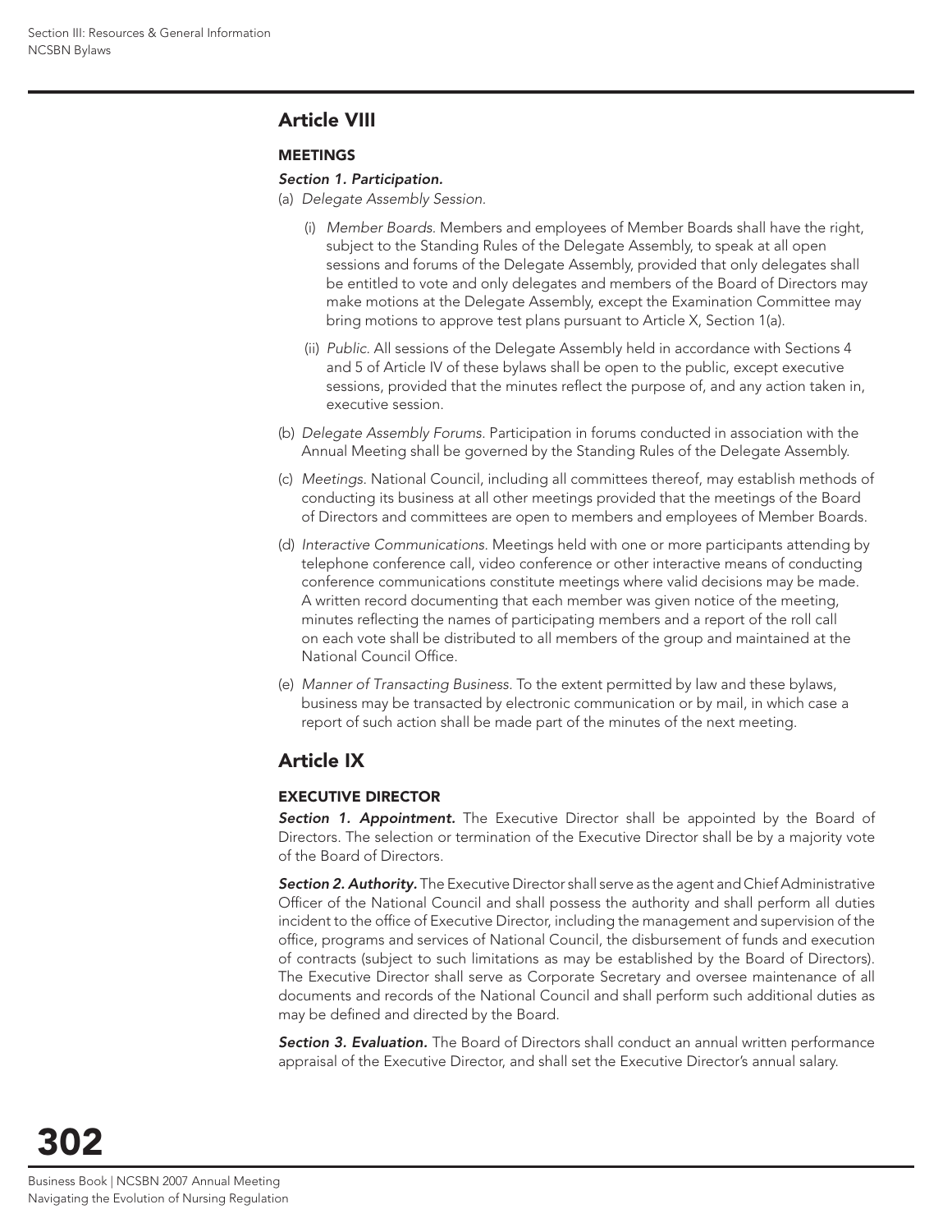## Article VIII

### MEETINGS

***Section 1. Participation.***

(a) *Delegate Assembly Session.*

(i) *Member Boards.* Members and employees of Member Boards shall have the right, subject to the Standing Rules of the Delegate Assembly, to speak at all open sessions and forums of the Delegate Assembly, provided that only delegates shall be entitled to vote and only delegates and members of the Board of Directors may make motions at the Delegate Assembly, except the Examination Committee may bring motions to approve test plans pursuant to Article X, Section 1(a).

(ii) *Public.* All sessions of the Delegate Assembly held in accordance with Sections 4 and 5 of Article IV of these bylaws shall be open to the public, except executive sessions, provided that the minutes reflect the purpose of, and any action taken in, executive session.

(b) *Delegate Assembly Forums.* Participation in forums conducted in association with the Annual Meeting shall be governed by the Standing Rules of the Delegate Assembly.

(c) *Meetings.* National Council, including all committees thereof, may establish methods of conducting its business at all other meetings provided that the meetings of the Board of Directors and committees are open to members and employees of Member Boards.

(d) *Interactive Communications.* Meetings held with one or more participants attending by telephone conference call, video conference or other interactive means of conducting conference communications constitute meetings where valid decisions may be made. A written record documenting that each member was given notice of the meeting, minutes reflecting the names of participating members and a report of the roll call on each vote shall be distributed to all members of the group and maintained at the National Council Office.

(e) *Manner of Transacting Business.* To the extent permitted by law and these bylaws, business may be transacted by electronic communication or by mail, in which case a report of such action shall be made part of the minutes of the next meeting.

## Article IX

### EXECUTIVE DIRECTOR

***Section 1. Appointment.*** The Executive Director shall be appointed by the Board of Directors. The selection or termination of the Executive Director shall be by a majority vote of the Board of Directors.

***Section 2. Authority.*** The Executive Director shall serve as the agent and Chief Administrative Officer of the National Council and shall possess the authority and shall perform all duties incident to the office of Executive Director, including the management and supervision of the office, programs and services of National Council, the disbursement of funds and execution of contracts (subject to such limitations as may be established by the Board of Directors). The Executive Director shall serve as Corporate Secretary and oversee maintenance of all documents and records of the National Council and shall perform such additional duties as may be defined and directed by the Board.

***Section 3. Evaluation.*** The Board of Directors shall conduct an annual written performance appraisal of the Executive Director, and shall set the Executive Director's annual salary.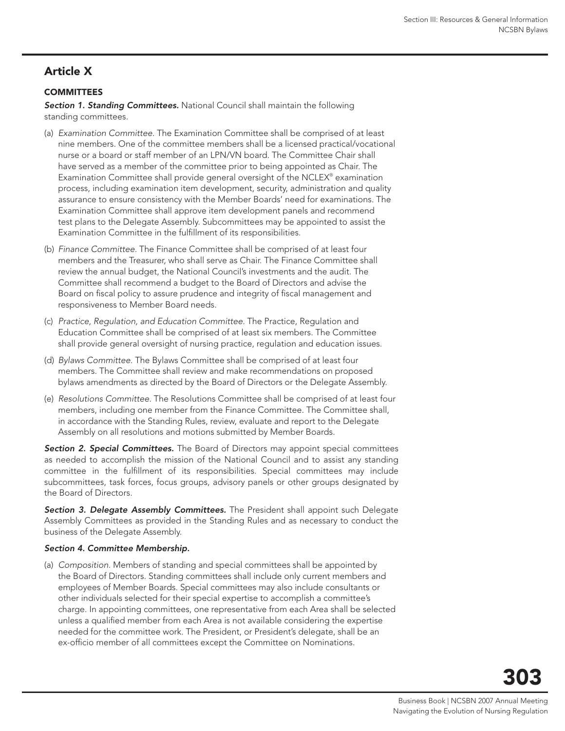## Article X

### COMMITTEES

***Section 1. Standing Committees.*** National Council shall maintain the following standing committees.

(a) *Examination Committee.* The Examination Committee shall be comprised of at least nine members. One of the committee members shall be a licensed practical/vocational nurse or a board or staff member of an LPN/VN board. The Committee Chair shall have served as a member of the committee prior to being appointed as Chair. The Examination Committee shall provide general oversight of the NCLEX® examination process, including examination item development, security, administration and quality assurance to ensure consistency with the Member Boards' need for examinations. The Examination Committee shall approve item development panels and recommend test plans to the Delegate Assembly. Subcommittees may be appointed to assist the Examination Committee in the fulfillment of its responsibilities.

(b) *Finance Committee.* The Finance Committee shall be comprised of at least four members and the Treasurer, who shall serve as Chair. The Finance Committee shall review the annual budget, the National Council's investments and the audit. The Committee shall recommend a budget to the Board of Directors and advise the Board on fiscal policy to assure prudence and integrity of fiscal management and responsiveness to Member Board needs.

(c) *Practice, Regulation, and Education Committee.* The Practice, Regulation and Education Committee shall be comprised of at least six members. The Committee shall provide general oversight of nursing practice, regulation and education issues.

(d) *Bylaws Committee.* The Bylaws Committee shall be comprised of at least four members. The Committee shall review and make recommendations on proposed bylaws amendments as directed by the Board of Directors or the Delegate Assembly.

(e) *Resolutions Committee.* The Resolutions Committee shall be comprised of at least four members, including one member from the Finance Committee. The Committee shall, in accordance with the Standing Rules, review, evaluate and report to the Delegate Assembly on all resolutions and motions submitted by Member Boards.

***Section 2. Special Committees.*** The Board of Directors may appoint special committees as needed to accomplish the mission of the National Council and to assist any standing committee in the fulfillment of its responsibilities. Special committees may include subcommittees, task forces, focus groups, advisory panels or other groups designated by the Board of Directors.

***Section 3. Delegate Assembly Committees.*** The President shall appoint such Delegate Assembly Committees as provided in the Standing Rules and as necessary to conduct the business of the Delegate Assembly.

***Section 4. Committee Membership.***

(a) *Composition.* Members of standing and special committees shall be appointed by the Board of Directors. Standing committees shall include only current members and employees of Member Boards. Special committees may also include consultants or other individuals selected for their special expertise to accomplish a committee's charge. In appointing committees, one representative from each Area shall be selected unless a qualified member from each Area is not available considering the expertise needed for the committee work. The President, or President's delegate, shall be an ex-officio member of all committees except the Committee on Nominations.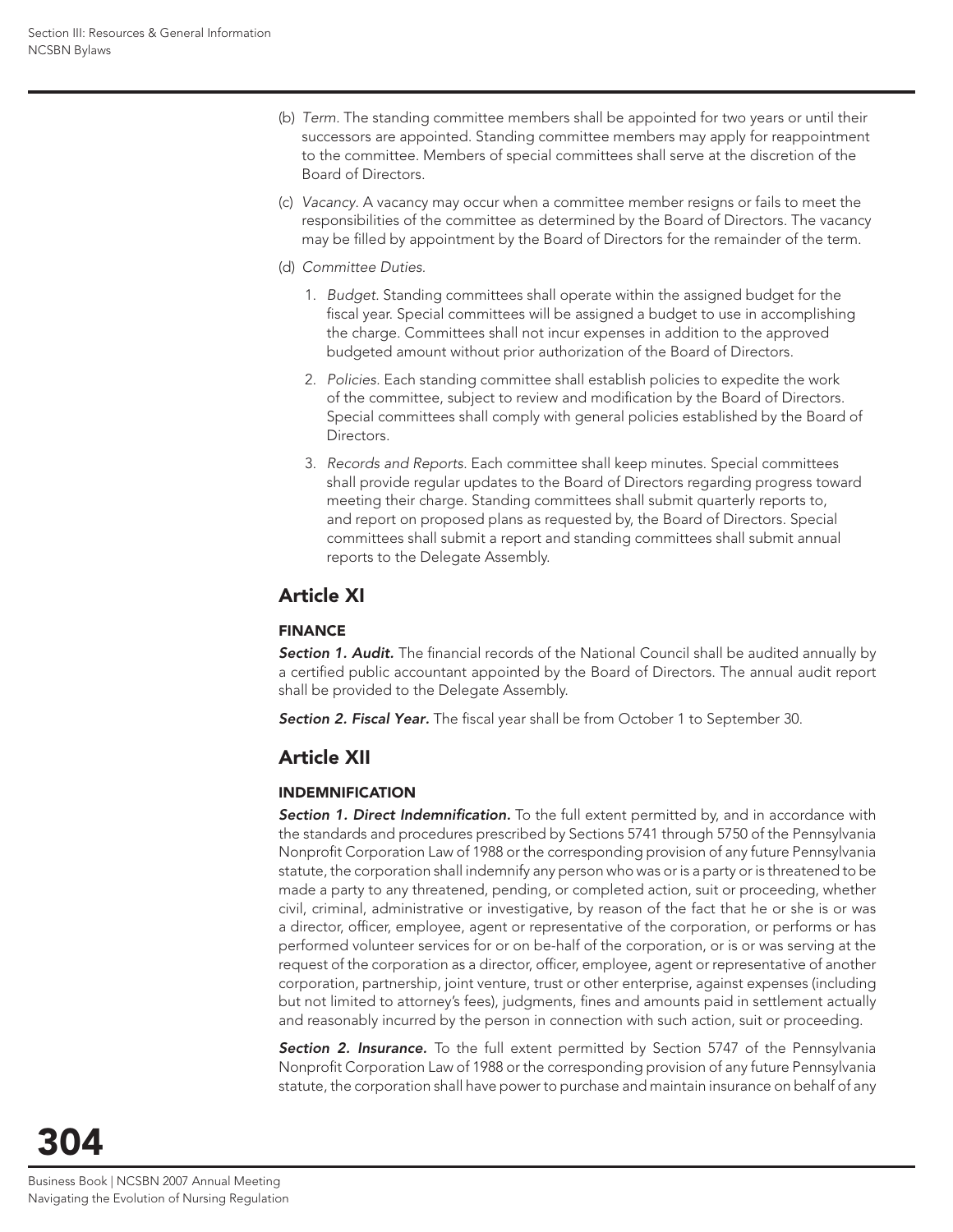(b) *Term.* The standing committee members shall be appointed for two years or until their successors are appointed. Standing committee members may apply for reappointment to the committee. Members of special committees shall serve at the discretion of the Board of Directors.

(c) *Vacancy.* A vacancy may occur when a committee member resigns or fails to meet the responsibilities of the committee as determined by the Board of Directors. The vacancy may be filled by appointment by the Board of Directors for the remainder of the term.

(d) *Committee Duties.*

1. *Budget.* Standing committees shall operate within the assigned budget for the fiscal year. Special committees will be assigned a budget to use in accomplishing the charge. Committees shall not incur expenses in addition to the approved budgeted amount without prior authorization of the Board of Directors.

2. *Policies.* Each standing committee shall establish policies to expedite the work of the committee, subject to review and modification by the Board of Directors. Special committees shall comply with general policies established by the Board of Directors.

3. *Records and Reports.* Each committee shall keep minutes. Special committees shall provide regular updates to the Board of Directors regarding progress toward meeting their charge. Standing committees shall submit quarterly reports to, and report on proposed plans as requested by, the Board of Directors. Special committees shall submit a report and standing committees shall submit annual reports to the Delegate Assembly.

## Article XI

### FINANCE

***Section 1. Audit.*** The financial records of the National Council shall be audited annually by a certified public accountant appointed by the Board of Directors. The annual audit report shall be provided to the Delegate Assembly.

***Section 2. Fiscal Year.*** The fiscal year shall be from October 1 to September 30.

## Article XII

### INDEMNIFICATION

***Section 1. Direct Indemnification.*** To the full extent permitted by, and in accordance with the standards and procedures prescribed by Sections 5741 through 5750 of the Pennsylvania Nonprofit Corporation Law of 1988 or the corresponding provision of any future Pennsylvania statute, the corporation shall indemnify any person who was or is a party or is threatened to be made a party to any threatened, pending, or completed action, suit or proceeding, whether civil, criminal, administrative or investigative, by reason of the fact that he or she is or was a director, officer, employee, agent or representative of the corporation, or performs or has performed volunteer services for or on be-half of the corporation, or is or was serving at the request of the corporation as a director, officer, employee, agent or representative of another corporation, partnership, joint venture, trust or other enterprise, against expenses (including but not limited to attorney's fees), judgments, fines and amounts paid in settlement actually and reasonably incurred by the person in connection with such action, suit or proceeding.

***Section 2. Insurance.*** To the full extent permitted by Section 5747 of the Pennsylvania Nonprofit Corporation Law of 1988 or the corresponding provision of any future Pennsylvania statute, the corporation shall have power to purchase and maintain insurance on behalf of any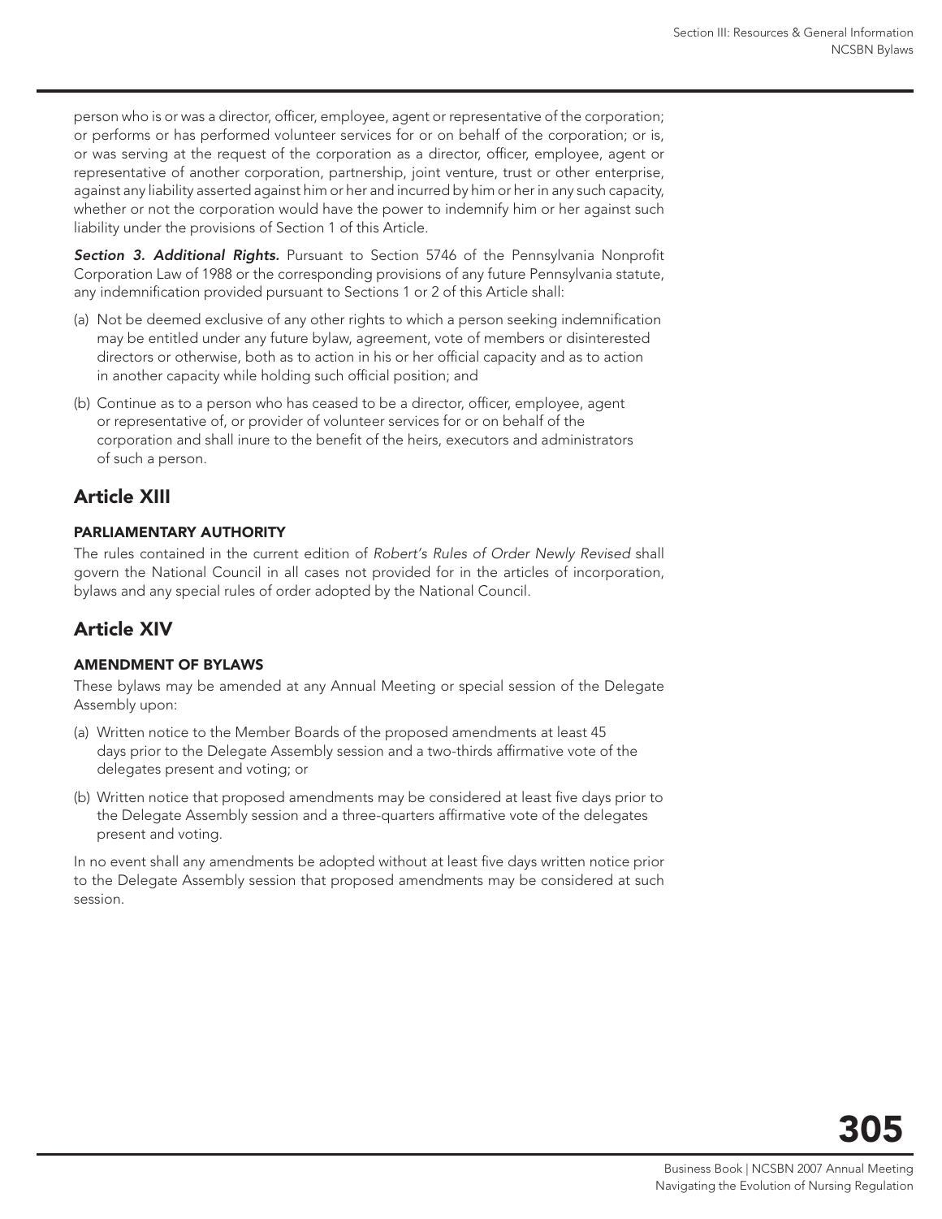person who is or was a director, officer, employee, agent or representative of the corporation; or performs or has performed volunteer services for or on behalf of the corporation; or is, or was serving at the request of the corporation as a director, officer, employee, agent or representative of another corporation, partnership, joint venture, trust or other enterprise, against any liability asserted against him or her and incurred by him or her in any such capacity, whether or not the corporation would have the power to indemnify him or her against such liability under the provisions of Section 1 of this Article.

***Section 3. Additional Rights.*** Pursuant to Section 5746 of the Pennsylvania Nonprofit Corporation Law of 1988 or the corresponding provisions of any future Pennsylvania statute, any indemnification provided pursuant to Sections 1 or 2 of this Article shall:

(a) Not be deemed exclusive of any other rights to which a person seeking indemnification may be entitled under any future bylaw, agreement, vote of members or disinterested directors or otherwise, both as to action in his or her official capacity and as to action in another capacity while holding such official position; and

(b) Continue as to a person who has ceased to be a director, officer, employee, agent or representative of, or provider of volunteer services for or on behalf of the corporation and shall inure to the benefit of the heirs, executors and administrators of such a person.

## Article XIII

### PARLIAMENTARY AUTHORITY

The rules contained in the current edition of *Robert's Rules of Order Newly Revised* shall govern the National Council in all cases not provided for in the articles of incorporation, bylaws and any special rules of order adopted by the National Council.

## Article XIV

### AMENDMENT OF BYLAWS

These bylaws may be amended at any Annual Meeting or special session of the Delegate Assembly upon:

(a) Written notice to the Member Boards of the proposed amendments at least 45 days prior to the Delegate Assembly session and a two-thirds affirmative vote of the delegates present and voting; or

(b) Written notice that proposed amendments may be considered at least five days prior to the Delegate Assembly session and a three-quarters affirmative vote of the delegates present and voting.

In no event shall any amendments be adopted without at least five days written notice prior to the Delegate Assembly session that proposed amendments may be considered at such session.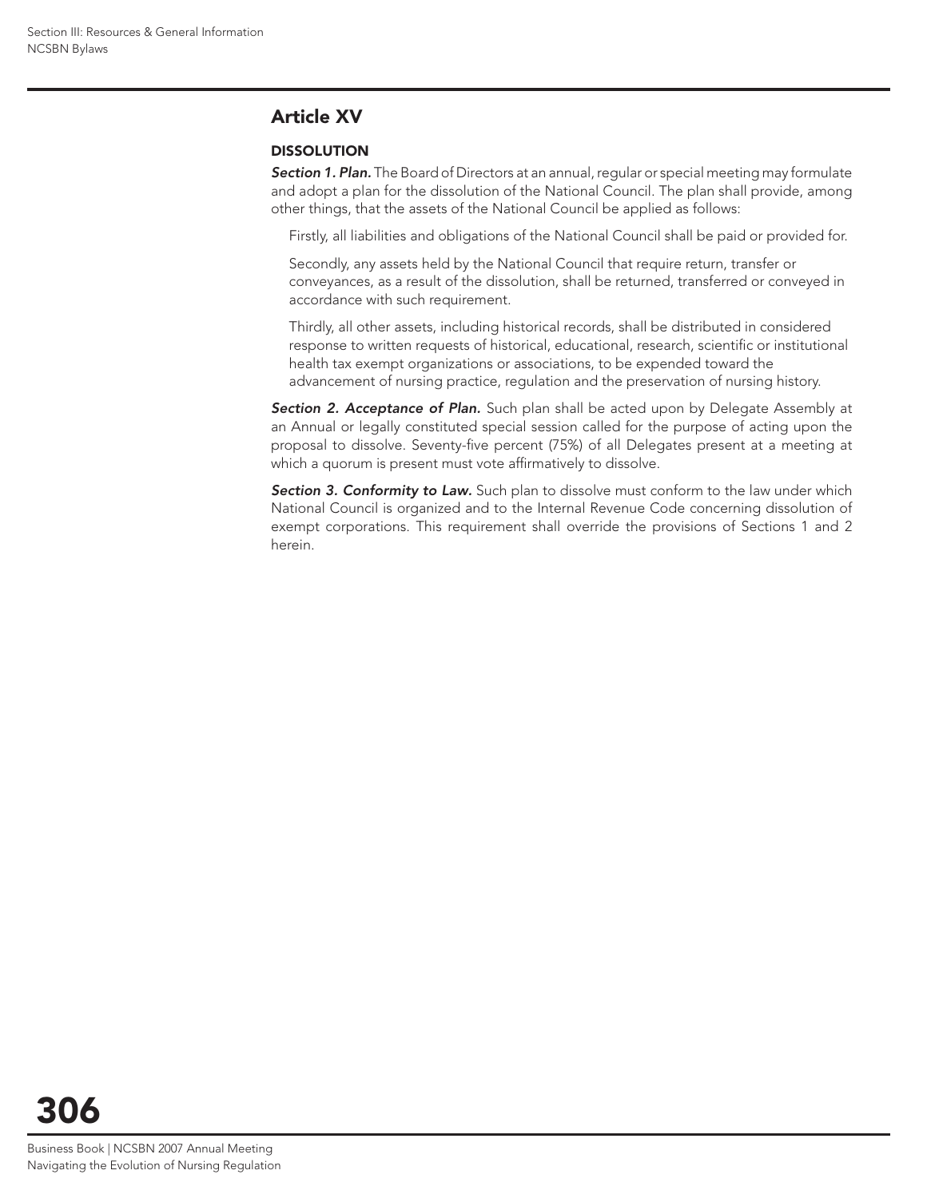## Article XV

### DISSOLUTION

***Section 1. Plan.*** The Board of Directors at an annual, regular or special meeting may formulate and adopt a plan for the dissolution of the National Council. The plan shall provide, among other things, that the assets of the National Council be applied as follows:

Firstly, all liabilities and obligations of the National Council shall be paid or provided for.

Secondly, any assets held by the National Council that require return, transfer or conveyances, as a result of the dissolution, shall be returned, transferred or conveyed in accordance with such requirement.

Thirdly, all other assets, including historical records, shall be distributed in considered response to written requests of historical, educational, research, scientific or institutional health tax exempt organizations or associations, to be expended toward the advancement of nursing practice, regulation and the preservation of nursing history.

***Section 2. Acceptance of Plan.*** Such plan shall be acted upon by Delegate Assembly at an Annual or legally constituted special session called for the purpose of acting upon the proposal to dissolve. Seventy-five percent (75%) of all Delegates present at a meeting at which a quorum is present must vote affirmatively to dissolve.

***Section 3. Conformity to Law.*** Such plan to dissolve must conform to the law under which National Council is organized and to the Internal Revenue Code concerning dissolution of exempt corporations. This requirement shall override the provisions of Sections 1 and 2 herein.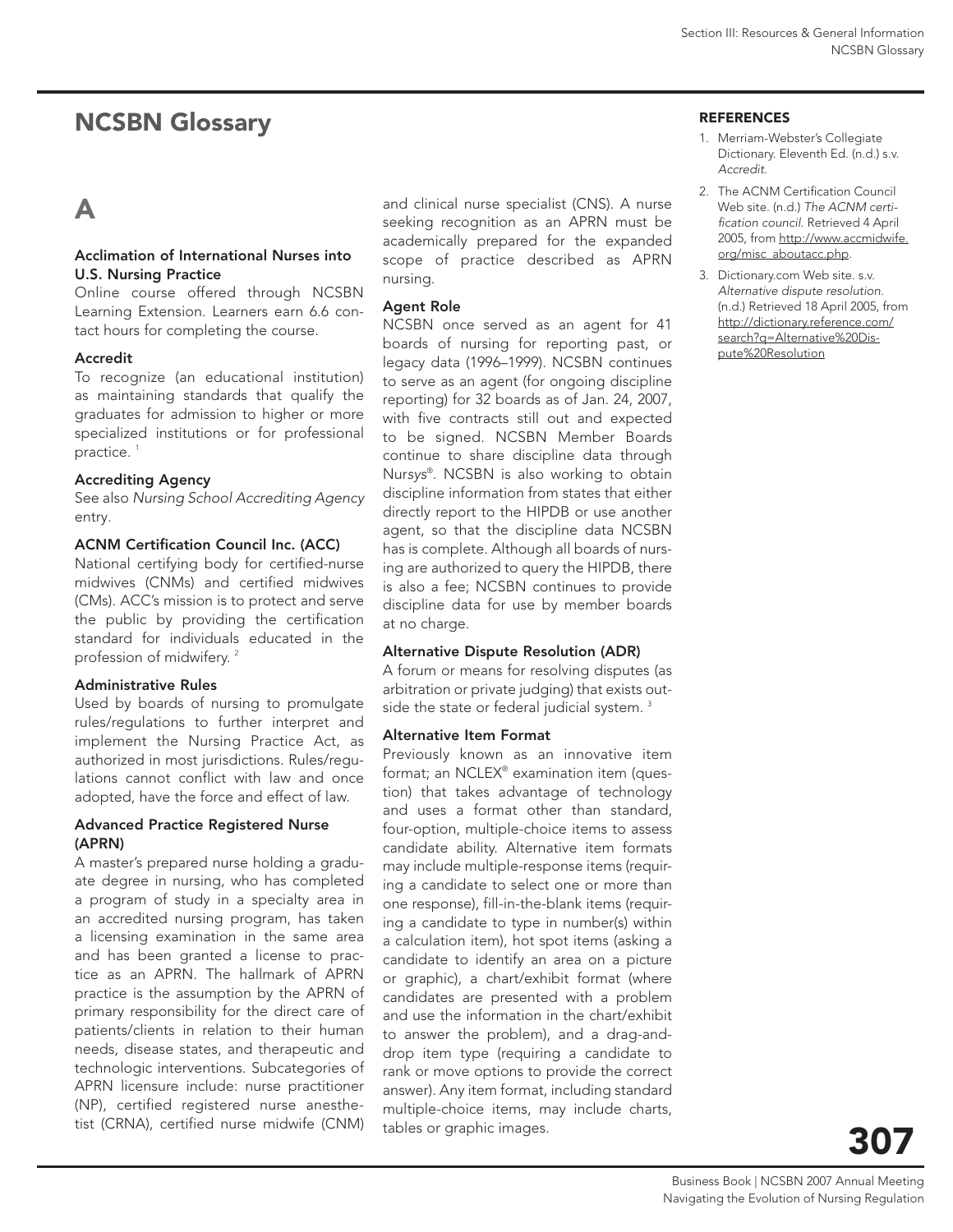# NCSBN Glossary

## A

### Acclimation of International Nurses into U.S. Nursing Practice

Online course offered through NCSBN Learning Extension. Learners earn 6.6 contact hours for completing the course.

### Accredit

To recognize (an educational institution) as maintaining standards that qualify the graduates for admission to higher or more specialized institutions or for professional practice. [1]

### Accrediting Agency

See also *Nursing School Accrediting Agency* entry.

### ACNM Certification Council Inc. (ACC)

National certifying body for certified-nurse midwives (CNMs) and certified midwives (CMs). ACC's mission is to protect and serve the public by providing the certification standard for individuals educated in the profession of midwifery. [2]

### Administrative Rules

Used by boards of nursing to promulgate rules/regulations to further interpret and implement the Nursing Practice Act, as authorized in most jurisdictions. Rules/regulations cannot conflict with law and once adopted, have the force and effect of law.

### Advanced Practice Registered Nurse (APRN)

A master's prepared nurse holding a graduate degree in nursing, who has completed a program of study in a specialty area in an accredited nursing program, has taken a licensing examination in the same area and has been granted a license to practice as an APRN. The hallmark of APRN practice is the assumption by the APRN of primary responsibility for the direct care of patients/clients in relation to their human needs, disease states, and therapeutic and technologic interventions. Subcategories of APRN licensure include: nurse practitioner (NP), certified registered nurse anesthetist (CRNA), certified nurse midwife (CNM) and clinical nurse specialist (CNS). A nurse seeking recognition as an APRN must be academically prepared for the expanded scope of practice described as APRN nursing.

### Agent Role

NCSBN once served as an agent for 41 boards of nursing for reporting past, or legacy data (1996–1999). NCSBN continues to serve as an agent (for ongoing discipline reporting) for 32 boards as of Jan. 24, 2007, with five contracts still out and expected to be signed. NCSBN Member Boards continue to share discipline data through Nur*sys*®. NCSBN is also working to obtain discipline information from states that either directly report to the HIPDB or use another agent, so that the discipline data NCSBN has is complete. Although all boards of nursing are authorized to query the HIPDB, there is also a fee; NCSBN continues to provide discipline data for use by member boards at no charge.

### Alternative Dispute Resolution (ADR)

A forum or means for resolving disputes (as arbitration or private judging) that exists outside the state or federal judicial system. [3]

### Alternative Item Format

Previously known as an innovative item format; an NCLEX® examination item (question) that takes advantage of technology and uses a format other than standard, four-option, multiple-choice items to assess candidate ability. Alternative item formats may include multiple-response items (requiring a candidate to select one or more than one response), fill-in-the-blank items (requiring a candidate to type in number(s) within a calculation item), hot spot items (asking a candidate to identify an area on a picture or graphic), a chart/exhibit format (where candidates are presented with a problem and use the information in the chart/exhibit to answer the problem), and a drag-and-drop item type (requiring a candidate to rank or move options to provide the correct answer). Any item format, including standard multiple-choice items, may include charts, tables or graphic images.

#### REFERENCES

1. Merriam-Webster's Collegiate Dictionary. Eleventh Ed. (n.d.) s.v. *Accredit.*
2. The ACNM Certification Council Web site. (n.d.) *The ACNM certification council.* Retrieved 4 April 2005, from http://www.accmidwife.org/misc_aboutacc.php.
3. Dictionary.com Web site. s.v. *Alternative dispute resolution.* (n.d.) Retrieved 18 April 2005, from http://dictionary.reference.com/search?q=Alternative%20Dispute%20Resolution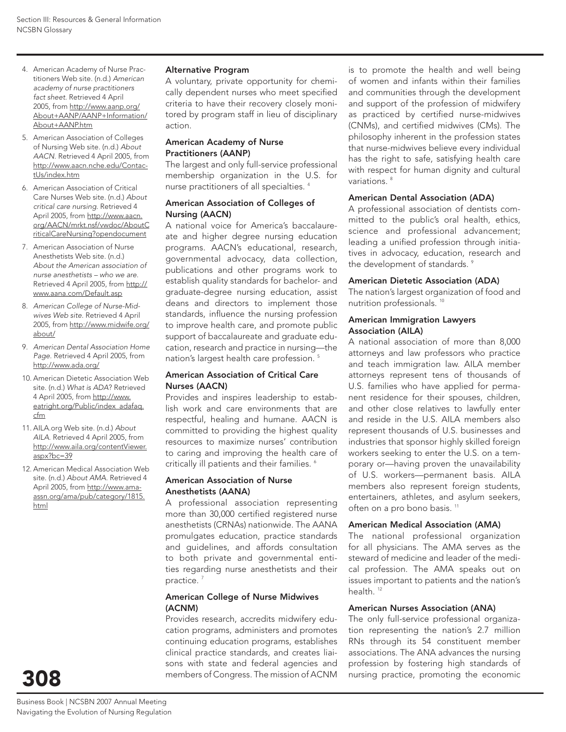4. American Academy of Nurse Practitioners Web site. (n.d.) *American academy of nurse practitioners fact sheet.* Retrieved 4 April 2005, from http://www.aanp.org/About+AANP/AANP+Information/About+AANP.htm
5. American Association of Colleges of Nursing Web site. (n.d.) *About AACN.* Retrieved 4 April 2005, from http://www.aacn.nche.edu/ContactUs/index.htm
6. American Association of Critical Care Nurses Web site. (n.d.) *About critical care nursing.* Retrieved 4 April 2005, from http://www.aacn.org/AACN/mrkt.nsf/vwdoc/AboutCriticalCareNursing?opendocument
7. American Association of Nurse Anesthetists Web site. (n.d.) *About the American association of nurse anesthetists – who we are.* Retrieved 4 April 2005, from http://www.aana.com/Default.asp
8. *American College of Nurse-Midwives Web site.* Retrieved 4 April 2005, from http://www.midwife.org/about/
9. *American Dental Association Home Page.* Retrieved 4 April 2005, from http://www.ada.org/
10. American Dietetic Association Web site. (n.d.) *What is ADA?* Retrieved 4 April 2005, from http://www.eatright.org/Public/index_adafaq.cfm
11. AILA.org Web site. (n.d.) *About AILA.* Retrieved 4 April 2005, from http://www.aila.org/contentViewer.aspx?bc=39
12. American Medical Association Web site. (n.d.) *About AMA.* Retrieved 4 April 2005, from http://www.ama-assn.org/ama/pub/category/1815.html

**Alternative Program**

A voluntary, private opportunity for chemically dependent nurses who meet specified criteria to have their recovery closely monitored by program staff in lieu of disciplinary action.

**American Academy of Nurse Practitioners (AANP)**

The largest and only full-service professional membership organization in the U.S. for nurse practitioners of all specialties. [4]

**American Association of Colleges of Nursing (AACN)**

A national voice for America's baccalaureate and higher degree nursing education programs. AACN's educational, research, governmental advocacy, data collection, publications and other programs work to establish quality standards for bachelor- and graduate-degree nursing education, assist deans and directors to implement those standards, influence the nursing profession to improve health care, and promote public support of baccalaureate and graduate education, research and practice in nursing—the nation's largest health care profession. [5]

**American Association of Critical Care Nurses (AACN)**

Provides and inspires leadership to establish work and care environments that are respectful, healing and humane. AACN is committed to providing the highest quality resources to maximize nurses' contribution to caring and improving the health care of critically ill patients and their families. [6]

**American Association of Nurse Anesthetists (AANA)**

A professional association representing more than 30,000 certified registered nurse anesthetists (CRNAs) nationwide. The AANA promulgates education, practice standards and guidelines, and affords consultation to both private and governmental entities regarding nurse anesthetists and their practice. [7]

**American College of Nurse Midwives (ACNM)**

Provides research, accredits midwifery education programs, administers and promotes continuing education programs, establishes clinical practice standards, and creates liaisons with state and federal agencies and members of Congress. The mission of ACNM is to promote the health and well being of women and infants within their families and communities through the development and support of the profession of midwifery as practiced by certified nurse-midwives (CNMs), and certified midwives (CMs). The philosophy inherent in the profession states that nurse-midwives believe every individual has the right to safe, satisfying health care with respect for human dignity and cultural variations. [8]

**American Dental Association (ADA)**

A professional association of dentists committed to the public's oral health, ethics, science and professional advancement; leading a unified profession through initiatives in advocacy, education, research and the development of standards. [9]

**American Dietetic Association (ADA)**

The nation's largest organization of food and nutrition professionals. [10]

**American Immigration Lawyers Association (AILA)**

A national association of more than 8,000 attorneys and law professors who practice and teach immigration law. AILA member attorneys represent tens of thousands of U.S. families who have applied for permanent residence for their spouses, children, and other close relatives to lawfully enter and reside in the U.S. AILA members also represent thousands of U.S. businesses and industries that sponsor highly skilled foreign workers seeking to enter the U.S. on a temporary or—having proven the unavailability of U.S. workers—permanent basis. AILA members also represent foreign students, entertainers, athletes, and asylum seekers, often on a pro bono basis. [11]

**American Medical Association (AMA)**

The national professional organization for all physicians. The AMA serves as the steward of medicine and leader of the medical profession. The AMA speaks out on issues important to patients and the nation's health. [12]

**American Nurses Association (ANA)**

The only full-service professional organization representing the nation's 2.7 million RNs through its 54 constituent member associations. The ANA advances the nursing profession by fostering high standards of nursing practice, promoting the economic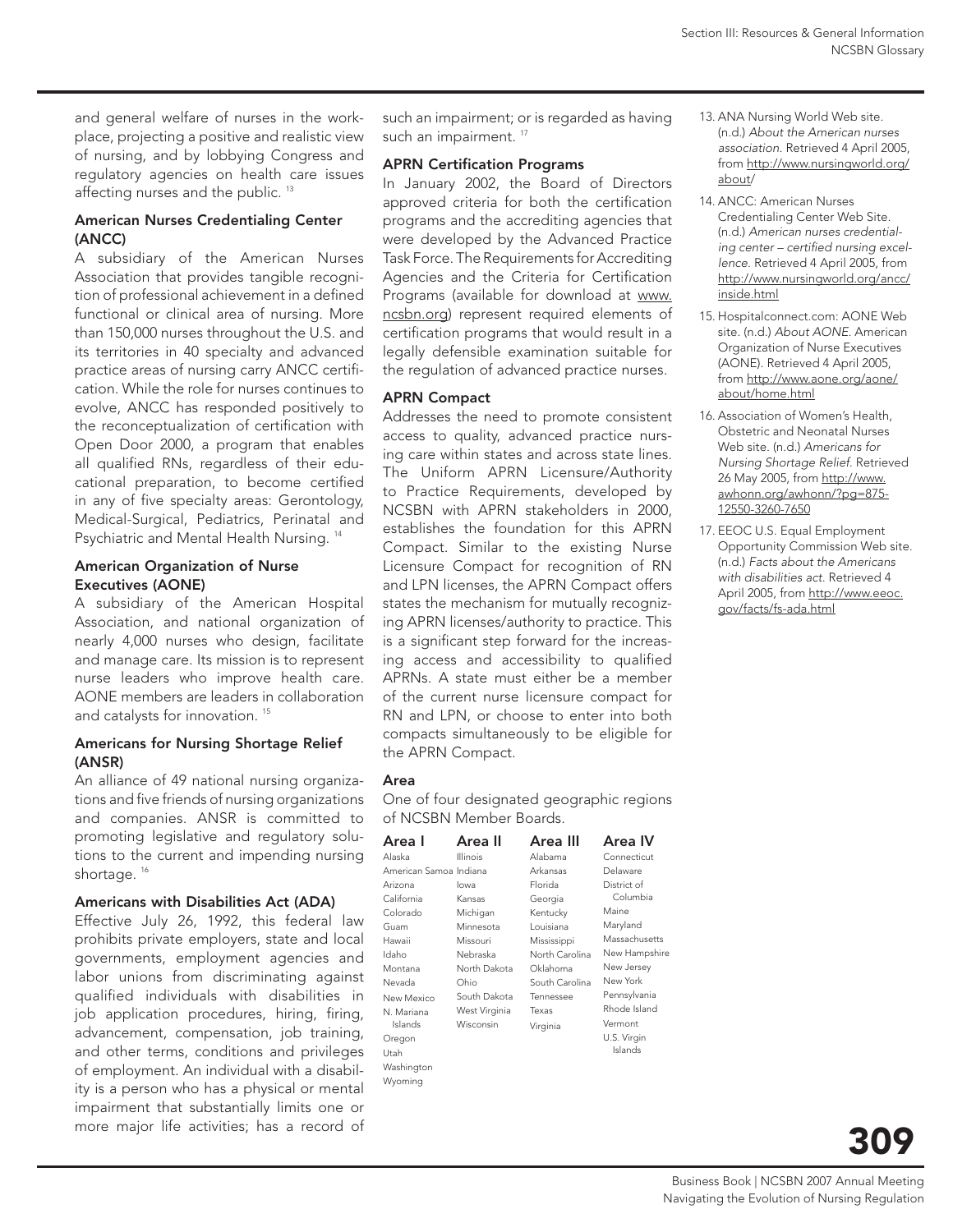and general welfare of nurses in the workplace, projecting a positive and realistic view of nursing, and by lobbying Congress and regulatory agencies on health care issues affecting nurses and the public. [13]

### American Nurses Credentialing Center (ANCC)

A subsidiary of the American Nurses Association that provides tangible recognition of professional achievement in a defined functional or clinical area of nursing. More than 150,000 nurses throughout the U.S. and its territories in 40 specialty and advanced practice areas of nursing carry ANCC certification. While the role for nurses continues to evolve, ANCC has responded positively to the reconceptualization of certification with Open Door 2000, a program that enables all qualified RNs, regardless of their educational preparation, to become certified in any of five specialty areas: Gerontology, Medical-Surgical, Pediatrics, Perinatal and Psychiatric and Mental Health Nursing. [14]

### American Organization of Nurse Executives (AONE)

A subsidiary of the American Hospital Association, and national organization of nearly 4,000 nurses who design, facilitate and manage care. Its mission is to represent nurse leaders who improve health care. AONE members are leaders in collaboration and catalysts for innovation. [15]

### Americans for Nursing Shortage Relief (ANSR)

An alliance of 49 national nursing organizations and five friends of nursing organizations and companies. ANSR is committed to promoting legislative and regulatory solutions to the current and impending nursing shortage. [16]

### Americans with Disabilities Act (ADA)

Effective July 26, 1992, this federal law prohibits private employers, state and local governments, employment agencies and labor unions from discriminating against qualified individuals with disabilities in job application procedures, hiring, firing, advancement, compensation, job training, and other terms, conditions and privileges of employment. An individual with a disability is a person who has a physical or mental impairment that substantially limits one or more major life activities; has a record of such an impairment; or is regarded as having such an impairment. [17]

### APRN Certification Programs

In January 2002, the Board of Directors approved criteria for both the certification programs and the accrediting agencies that were developed by the Advanced Practice Task Force. The Requirements for Accrediting Agencies and the Criteria for Certification Programs (available for download at www.ncsbn.org) represent required elements of certification programs that would result in a legally defensible examination suitable for the regulation of advanced practice nurses.

### APRN Compact

Addresses the need to promote consistent access to quality, advanced practice nursing care within states and across state lines. The Uniform APRN Licensure/Authority to Practice Requirements, developed by NCSBN with APRN stakeholders in 2000, establishes the foundation for this APRN Compact. Similar to the existing Nurse Licensure Compact for recognition of RN and LPN licenses, the APRN Compact offers states the mechanism for mutually recognizing APRN licenses/authority to practice. This is a significant step forward for the increasing access and accessibility to qualified APRNs. A state must either be a member of the current nurse licensure compact for RN and LPN, or choose to enter into both compacts simultaneously to be eligible for the APRN Compact.

### Area

One of four designated geographic regions of NCSBN Member Boards.

| Area I | Area II | Area III | Area IV |
|---|---|---|---|
| Alaska | Illinois | Alabama | Connecticut |
| American Samoa | Indiana | Arkansas | Delaware |
| Arizona | Iowa | Florida | District of Columbia |
| California | Kansas | Georgia | Maine |
| Colorado | Michigan | Kentucky | Maryland |
| Guam | Minnesota | Louisiana | Massachusetts |
| Hawaii | Missouri | Mississippi | New Hampshire |
| Idaho | Nebraska | North Carolina | New Jersey |
| Montana | North Dakota | Oklahoma | New York |
| Nevada | Ohio | South Carolina | Pennsylvania |
| New Mexico | South Dakota | Tennessee | Rhode Island |
| N. Mariana Islands | West Virginia | Texas | Vermont |
| Oregon | Wisconsin | Virginia | U.S. Virgin Islands |
| Utah | | | |
| Washington | | | |
| Wyoming | | | |

13. ANA Nursing World Web site. (n.d.) *About the American nurses association.* Retrieved 4 April 2005, from http://www.nursingworld.org/about/
14. ANCC: American Nurses Credentialing Center Web Site. (n.d.) *American nurses credentialing center – certified nursing excellence.* Retrieved 4 April 2005, from http://www.nursingworld.org/ancc/inside.html
15. Hospitalconnect.com: AONE Web site. (n.d.) *About AONE.* American Organization of Nurse Executives (AONE). Retrieved 4 April 2005, from http://www.aone.org/aone/about/home.html
16. Association of Women's Health, Obstetric and Neonatal Nurses Web site. (n.d.) *Americans for Nursing Shortage Relief.* Retrieved 26 May 2005, from http://www.awhonn.org/awhonn/?pg=875-12550-3260-7650
17. EEOC U.S. Equal Employment Opportunity Commission Web site. (n.d.) *Facts about the Americans with disabilities act.* Retrieved 4 April 2005, from http://www.eeoc.gov/facts/fs-ada.html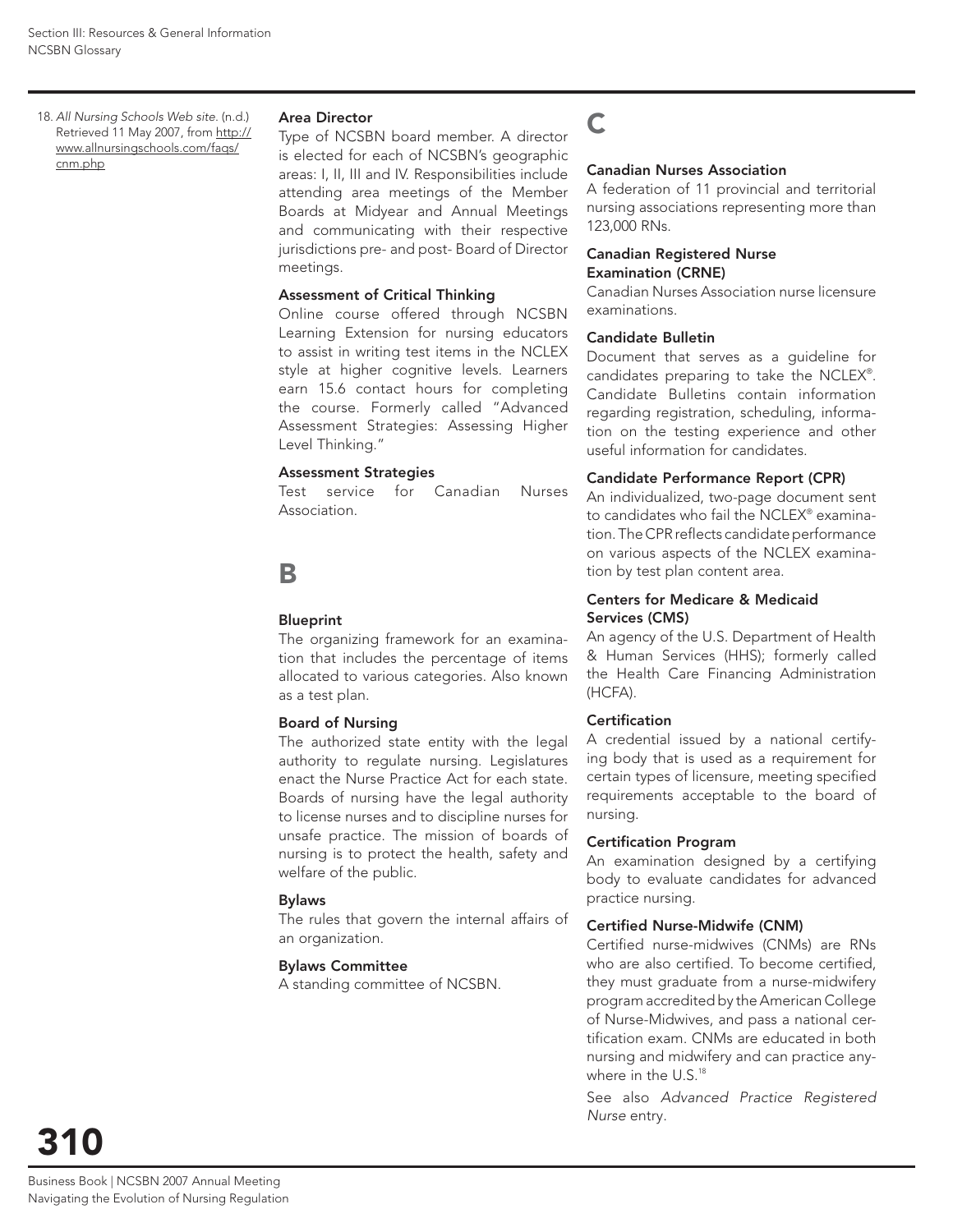18. *All Nursing Schools Web site.* (n.d.) Retrieved 11 May 2007, from http://www.allnursingschools.com/faqs/cnm.php

### Area Director

Type of NCSBN board member. A director is elected for each of NCSBN's geographic areas: I, II, III and IV. Responsibilities include attending area meetings of the Member Boards at Midyear and Annual Meetings and communicating with their respective jurisdictions pre- and post- Board of Director meetings.

### Assessment of Critical Thinking

Online course offered through NCSBN Learning Extension for nursing educators to assist in writing test items in the NCLEX style at higher cognitive levels. Learners earn 15.6 contact hours for completing the course. Formerly called "Advanced Assessment Strategies: Assessing Higher Level Thinking."

### Assessment Strategies

Test service for Canadian Nurses Association.

## B

### Blueprint

The organizing framework for an examination that includes the percentage of items allocated to various categories. Also known as a test plan.

### Board of Nursing

The authorized state entity with the legal authority to regulate nursing. Legislatures enact the Nurse Practice Act for each state. Boards of nursing have the legal authority to license nurses and to discipline nurses for unsafe practice. The mission of boards of nursing is to protect the health, safety and welfare of the public.

### Bylaws

The rules that govern the internal affairs of an organization.

### Bylaws Committee

A standing committee of NCSBN.

## C

### Canadian Nurses Association

A federation of 11 provincial and territorial nursing associations representing more than 123,000 RNs.

### Canadian Registered Nurse Examination (CRNE)

Canadian Nurses Association nurse licensure examinations.

### Candidate Bulletin

Document that serves as a guideline for candidates preparing to take the NCLEX®. Candidate Bulletins contain information regarding registration, scheduling, information on the testing experience and other useful information for candidates.

### Candidate Performance Report (CPR)

An individualized, two-page document sent to candidates who fail the NCLEX® examination. The CPR reflects candidate performance on various aspects of the NCLEX examination by test plan content area.

### Centers for Medicare & Medicaid Services (CMS)

An agency of the U.S. Department of Health & Human Services (HHS); formerly called the Health Care Financing Administration (HCFA).

### Certification

A credential issued by a national certifying body that is used as a requirement for certain types of licensure, meeting specified requirements acceptable to the board of nursing.

### Certification Program

An examination designed by a certifying body to evaluate candidates for advanced practice nursing.

### Certified Nurse-Midwife (CNM)

Certified nurse-midwives (CNMs) are RNs who are also certified. To become certified, they must graduate from a nurse-midwifery program accredited by the American College of Nurse-Midwives, and pass a national certification exam. CNMs are educated in both nursing and midwifery and can practice anywhere in the U.S.[18]

See also *Advanced Practice Registered Nurse* entry.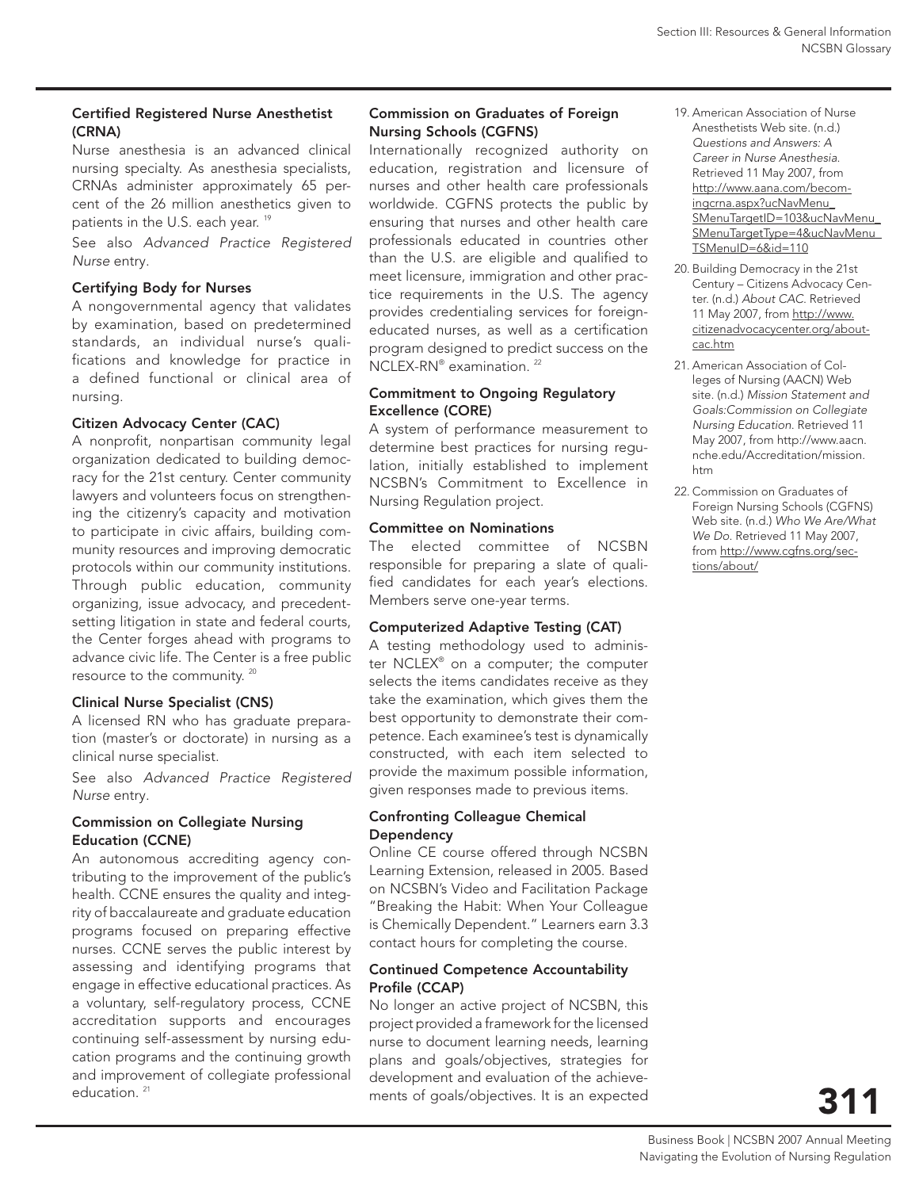### Certified Registered Nurse Anesthetist (CRNA)

Nurse anesthesia is an advanced clinical nursing specialty. As anesthesia specialists, CRNAs administer approximately 65 percent of the 26 million anesthetics given to patients in the U.S. each year. [19]

See also *Advanced Practice Registered Nurse* entry.

### Certifying Body for Nurses

A nongovernmental agency that validates by examination, based on predetermined standards, an individual nurse's qualifications and knowledge for practice in a defined functional or clinical area of nursing.

### Citizen Advocacy Center (CAC)

A nonprofit, nonpartisan community legal organization dedicated to building democracy for the 21st century. Center community lawyers and volunteers focus on strengthening the citizenry's capacity and motivation to participate in civic affairs, building community resources and improving democratic protocols within our community institutions. Through public education, community organizing, issue advocacy, and precedent-setting litigation in state and federal courts, the Center forges ahead with programs to advance civic life. The Center is a free public resource to the community. [20]

### Clinical Nurse Specialist (CNS)

A licensed RN who has graduate preparation (master's or doctorate) in nursing as a clinical nurse specialist.

See also *Advanced Practice Registered Nurse* entry.

### Commission on Collegiate Nursing Education (CCNE)

An autonomous accrediting agency contributing to the improvement of the public's health. CCNE ensures the quality and integrity of baccalaureate and graduate education programs focused on preparing effective nurses. CCNE serves the public interest by assessing and identifying programs that engage in effective educational practices. As a voluntary, self-regulatory process, CCNE accreditation supports and encourages continuing self-assessment by nursing education programs and the continuing growth and improvement of collegiate professional education. [21]

### Commission on Graduates of Foreign Nursing Schools (CGFNS)

Internationally recognized authority on education, registration and licensure of nurses and other health care professionals worldwide. CGFNS protects the public by ensuring that nurses and other health care professionals educated in countries other than the U.S. are eligible and qualified to meet licensure, immigration and other practice requirements in the U.S. The agency provides credentialing services for foreign-educated nurses, as well as a certification program designed to predict success on the NCLEX-RN® examination. [22]

### Commitment to Ongoing Regulatory Excellence (CORE)

A system of performance measurement to determine best practices for nursing regulation, initially established to implement NCSBN's Commitment to Excellence in Nursing Regulation project.

### Committee on Nominations

The elected committee of NCSBN responsible for preparing a slate of qualified candidates for each year's elections. Members serve one-year terms.

### Computerized Adaptive Testing (CAT)

A testing methodology used to administer NCLEX® on a computer; the computer selects the items candidates receive as they take the examination, which gives them the best opportunity to demonstrate their competence. Each examinee's test is dynamically constructed, with each item selected to provide the maximum possible information, given responses made to previous items.

### Confronting Colleague Chemical Dependency

Online CE course offered through NCSBN Learning Extension, released in 2005. Based on NCSBN's Video and Facilitation Package "Breaking the Habit: When Your Colleague is Chemically Dependent." Learners earn 3.3 contact hours for completing the course.

### Continued Competence Accountability Profile (CCAP)

No longer an active project of NCSBN, this project provided a framework for the licensed nurse to document learning needs, learning plans and goals/objectives, strategies for development and evaluation of the achievements of goals/objectives. It is an expected

---

19. American Association of Nurse Anesthetists Web site. (n.d.) *Questions and Answers: A Career in Nurse Anesthesia.* Retrieved 11 May 2007, from http://www.aana.com/becomingcrna.aspx?ucNavMenu_SMenuTargetID=103&ucNavMenu_SMenuTargetType=4&ucNavMenu_TSMenuID=6&id=110
20. Building Democracy in the 21st Century – Citizens Advocacy Center. (n.d.) *About CAC.* Retrieved 11 May 2007, from http://www.citizenadvocacycenter.org/about-cac.htm
21. American Association of Colleges of Nursing (AACN) Web site. (n.d.) *Mission Statement and Goals:Commission on Collegiate Nursing Education.* Retrieved 11 May 2007, from http://www.aacn.nche.edu/Accreditation/mission.htm
22. Commission on Graduates of Foreign Nursing Schools (CGFNS) Web site. (n.d.) *Who We Are/What We Do.* Retrieved 11 May 2007, from http://www.cgfns.org/sections/about/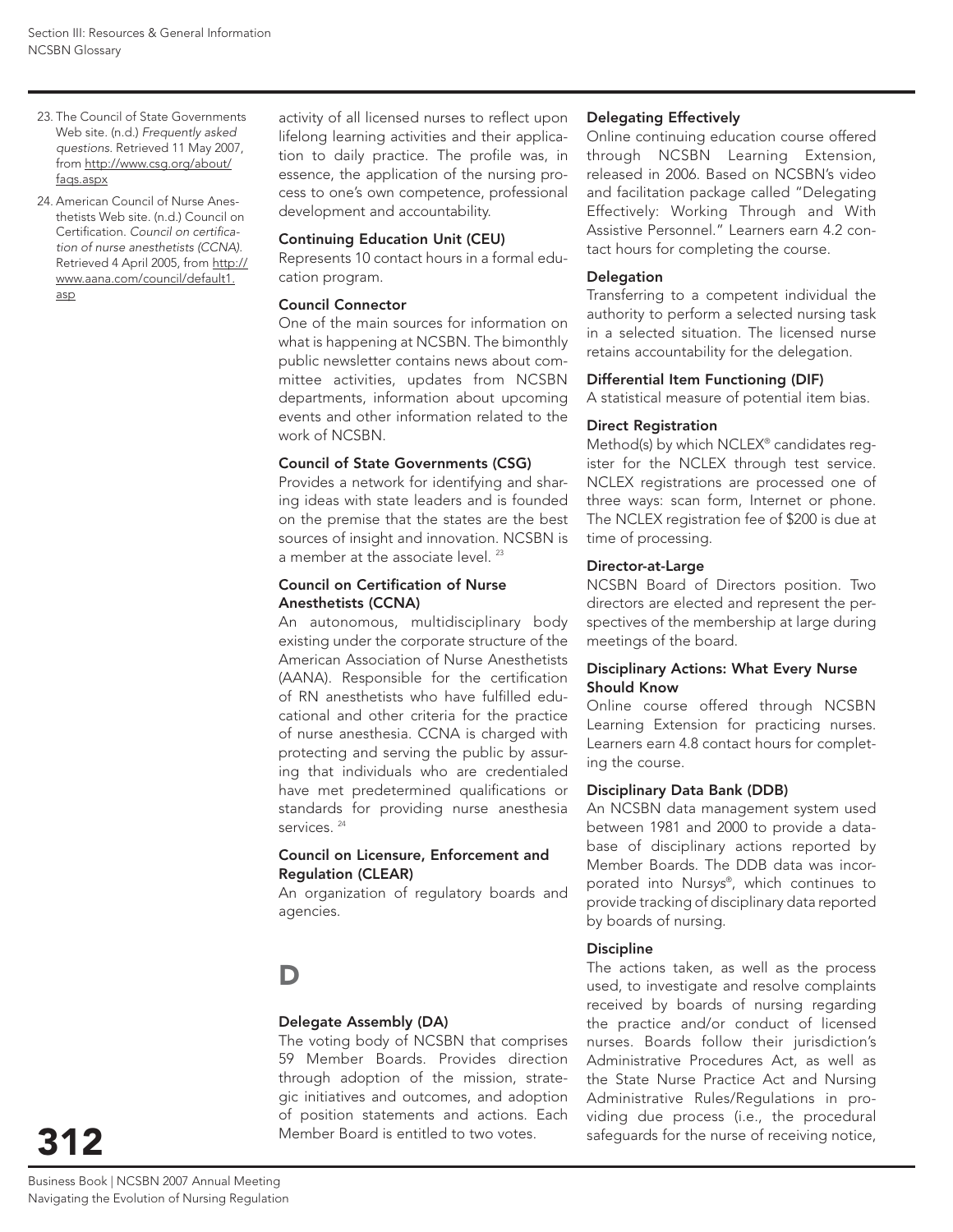23. The Council of State Governments Web site. (n.d.) *Frequently asked questions.* Retrieved 11 May 2007, from http://www.csg.org/about/faqs.aspx
24. American Council of Nurse Anesthetists Web site. (n.d.) Council on Certification. *Council on certification of nurse anesthetists (CCNA).* Retrieved 4 April 2005, from http://www.aana.com/council/default1.asp

activity of all licensed nurses to reflect upon lifelong learning activities and their application to daily practice. The profile was, in essence, the application of the nursing process to one's own competence, professional development and accountability.

**Continuing Education Unit (CEU)**
Represents 10 contact hours in a formal education program.

**Council Connector**
One of the main sources for information on what is happening at NCSBN. The bimonthly public newsletter contains news about committee activities, updates from NCSBN departments, information about upcoming events and other information related to the work of NCSBN.

**Council of State Governments (CSG)**
Provides a network for identifying and sharing ideas with state leaders and is founded on the premise that the states are the best sources of insight and innovation. NCSBN is a member at the associate level. [23]

**Council on Certification of Nurse Anesthetists (CCNA)**
An autonomous, multidisciplinary body existing under the corporate structure of the American Association of Nurse Anesthetists (AANA). Responsible for the certification of RN anesthetists who have fulfilled educational and other criteria for the practice of nurse anesthesia. CCNA is charged with protecting and serving the public by assuring that individuals who are credentialed have met predetermined qualifications or standards for providing nurse anesthesia services. [24]

**Council on Licensure, Enforcement and Regulation (CLEAR)**
An organization of regulatory boards and agencies.

# D

**Delegate Assembly (DA)**
The voting body of NCSBN that comprises 59 Member Boards. Provides direction through adoption of the mission, strategic initiatives and outcomes, and adoption of position statements and actions. Each Member Board is entitled to two votes.

**Delegating Effectively**
Online continuing education course offered through NCSBN Learning Extension, released in 2006. Based on NCSBN's video and facilitation package called "Delegating Effectively: Working Through and With Assistive Personnel." Learners earn 4.2 contact hours for completing the course.

**Delegation**
Transferring to a competent individual the authority to perform a selected nursing task in a selected situation. The licensed nurse retains accountability for the delegation.

**Differential Item Functioning (DIF)**
A statistical measure of potential item bias.

**Direct Registration**
Method(s) by which NCLEX® candidates register for the NCLEX through test service. NCLEX registrations are processed one of three ways: scan form, Internet or phone. The NCLEX registration fee of $200 is due at time of processing.

**Director-at-Large**
NCSBN Board of Directors position. Two directors are elected and represent the perspectives of the membership at large during meetings of the board.

**Disciplinary Actions: What Every Nurse Should Know**
Online course offered through NCSBN Learning Extension for practicing nurses. Learners earn 4.8 contact hours for completing the course.

**Disciplinary Data Bank (DDB)**
An NCSBN data management system used between 1981 and 2000 to provide a database of disciplinary actions reported by Member Boards. The DDB data was incorporated into Nursys®, which continues to provide tracking of disciplinary data reported by boards of nursing.

**Discipline**
The actions taken, as well as the process used, to investigate and resolve complaints received by boards of nursing regarding the practice and/or conduct of licensed nurses. Boards follow their jurisdiction's Administrative Procedures Act, as well as the State Nurse Practice Act and Nursing Administrative Rules/Regulations in providing due process (i.e., the procedural safeguards for the nurse of receiving notice,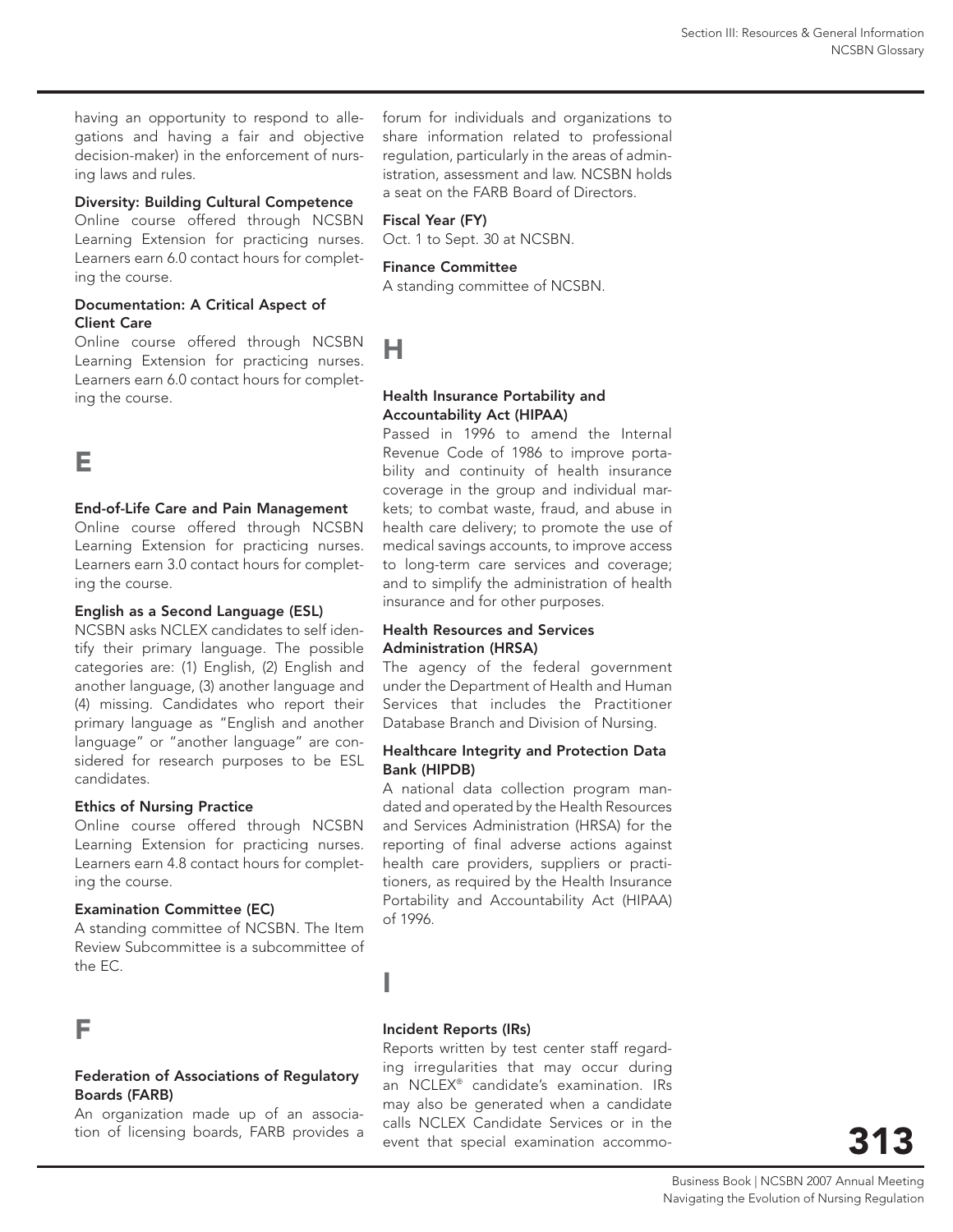having an opportunity to respond to allegations and having a fair and objective decision-maker) in the enforcement of nursing laws and rules.

**Diversity: Building Cultural Competence**
Online course offered through NCSBN Learning Extension for practicing nurses. Learners earn 6.0 contact hours for completing the course.

**Documentation: A Critical Aspect of Client Care**
Online course offered through NCSBN Learning Extension for practicing nurses. Learners earn 6.0 contact hours for completing the course.

# E

**End-of-Life Care and Pain Management**
Online course offered through NCSBN Learning Extension for practicing nurses. Learners earn 3.0 contact hours for completing the course.

**English as a Second Language (ESL)**
NCSBN asks NCLEX candidates to self identify their primary language. The possible categories are: (1) English, (2) English and another language, (3) another language and (4) missing. Candidates who report their primary language as "English and another language" or "another language" are considered for research purposes to be ESL candidates.

**Ethics of Nursing Practice**
Online course offered through NCSBN Learning Extension for practicing nurses. Learners earn 4.8 contact hours for completing the course.

**Examination Committee (EC)**
A standing committee of NCSBN. The Item Review Subcommittee is a subcommittee of the EC.

# F

**Federation of Associations of Regulatory Boards (FARB)**
An organization made up of an association of licensing boards, FARB provides a forum for individuals and organizations to share information related to professional regulation, particularly in the areas of administration, assessment and law. NCSBN holds a seat on the FARB Board of Directors.

**Fiscal Year (FY)**
Oct. 1 to Sept. 30 at NCSBN.

**Finance Committee**
A standing committee of NCSBN.

# H

**Health Insurance Portability and Accountability Act (HIPAA)**
Passed in 1996 to amend the Internal Revenue Code of 1986 to improve portability and continuity of health insurance coverage in the group and individual markets; to combat waste, fraud, and abuse in health care delivery; to promote the use of medical savings accounts, to improve access to long-term care services and coverage; and to simplify the administration of health insurance and for other purposes.

**Health Resources and Services Administration (HRSA)**
The agency of the federal government under the Department of Health and Human Services that includes the Practitioner Database Branch and Division of Nursing.

**Healthcare Integrity and Protection Data Bank (HIPDB)**
A national data collection program mandated and operated by the Health Resources and Services Administration (HRSA) for the reporting of final adverse actions against health care providers, suppliers or practitioners, as required by the Health Insurance Portability and Accountability Act (HIPAA) of 1996.

# I

**Incident Reports (IRs)**
Reports written by test center staff regarding irregularities that may occur during an NCLEX® candidate's examination. IRs may also be generated when a candidate calls NCLEX Candidate Services or in the event that special examination accommo-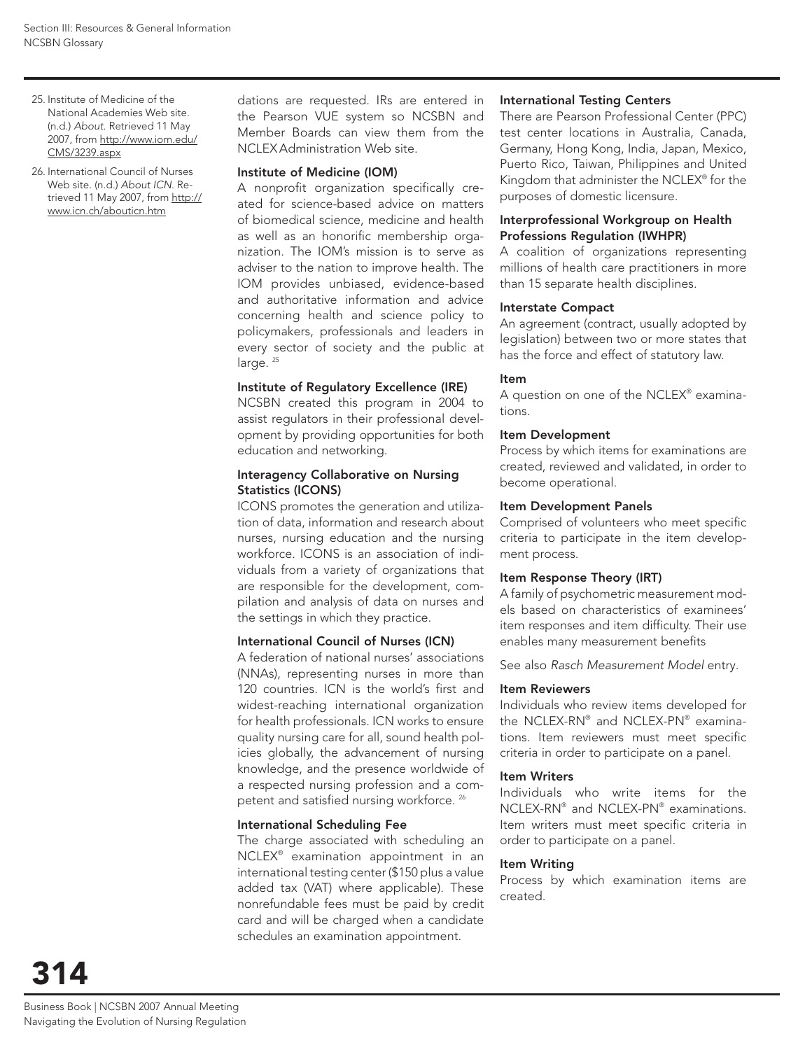dations are requested. IRs are entered in the Pearson VUE system so NCSBN and Member Boards can view them from the NCLEX Administration Web site.

### Institute of Medicine (IOM)

A nonprofit organization specifically created for science-based advice on matters of biomedical science, medicine and health as well as an honorific membership organization. The IOM's mission is to serve as adviser to the nation to improve health. The IOM provides unbiased, evidence-based and authoritative information and advice concerning health and science policy to policymakers, professionals and leaders in every sector of society and the public at large. [25]

### Institute of Regulatory Excellence (IRE)

NCSBN created this program in 2004 to assist regulators in their professional development by providing opportunities for both education and networking.

### Interagency Collaborative on Nursing Statistics (ICONS)

ICONS promotes the generation and utilization of data, information and research about nurses, nursing education and the nursing workforce. ICONS is an association of individuals from a variety of organizations that are responsible for the development, compilation and analysis of data on nurses and the settings in which they practice.

### International Council of Nurses (ICN)

A federation of national nurses' associations (NNAs), representing nurses in more than 120 countries. ICN is the world's first and widest-reaching international organization for health professionals. ICN works to ensure quality nursing care for all, sound health policies globally, the advancement of nursing knowledge, and the presence worldwide of a respected nursing profession and a competent and satisfied nursing workforce. [26]

### International Scheduling Fee

The charge associated with scheduling an NCLEX® examination appointment in an international testing center ($150 plus a value added tax (VAT) where applicable). These nonrefundable fees must be paid by credit card and will be charged when a candidate schedules an examination appointment.

### International Testing Centers

There are Pearson Professional Center (PPC) test center locations in Australia, Canada, Germany, Hong Kong, India, Japan, Mexico, Puerto Rico, Taiwan, Philippines and United Kingdom that administer the NCLEX® for the purposes of domestic licensure.

### Interprofessional Workgroup on Health Professions Regulation (IWHPR)

A coalition of organizations representing millions of health care practitioners in more than 15 separate health disciplines.

### Interstate Compact

An agreement (contract, usually adopted by legislation) between two or more states that has the force and effect of statutory law.

### Item

A question on one of the NCLEX® examinations.

### Item Development

Process by which items for examinations are created, reviewed and validated, in order to become operational.

### Item Development Panels

Comprised of volunteers who meet specific criteria to participate in the item development process.

### Item Response Theory (IRT)

A family of psychometric measurement models based on characteristics of examinees' item responses and item difficulty. Their use enables many measurement benefits

See also *Rasch Measurement Model* entry.

### Item Reviewers

Individuals who review items developed for the NCLEX-RN® and NCLEX-PN® examinations. Item reviewers must meet specific criteria in order to participate on a panel.

### Item Writers

Individuals who write items for the NCLEX-RN® and NCLEX-PN® examinations. Item writers must meet specific criteria in order to participate on a panel.

### Item Writing

Process by which examination items are created.

---

25. Institute of Medicine of the National Academies Web site. (n.d.) *About*. Retrieved 11 May 2007, from http://www.iom.edu/CMS/3239.aspx
26. International Council of Nurses Web site. (n.d.) *About ICN*. Retrieved 11 May 2007, from http://www.icn.ch/abouticn.htm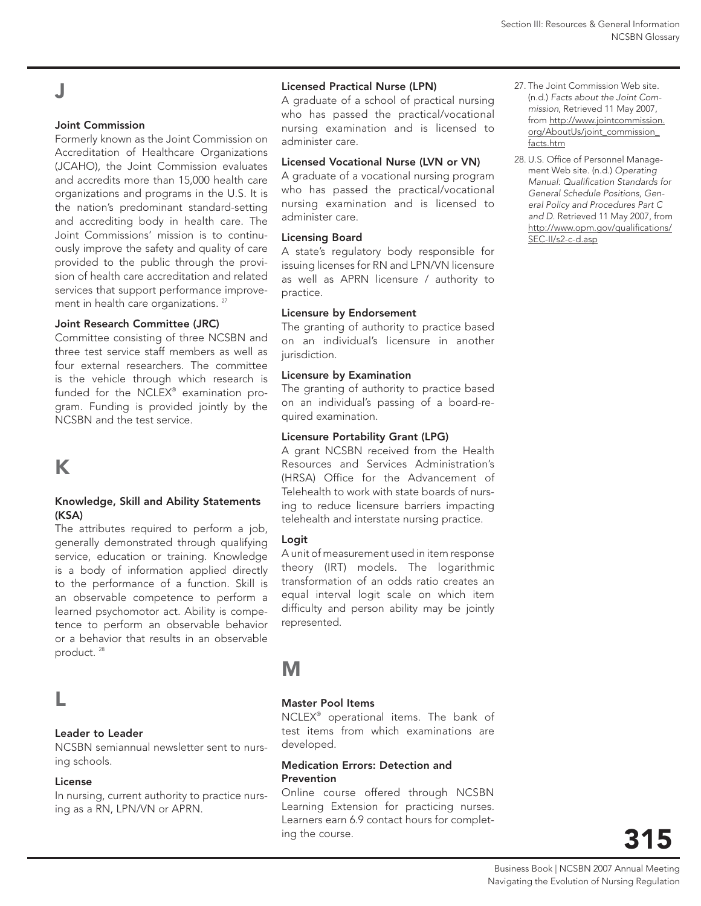## J

### Joint Commission

Formerly known as the Joint Commission on Accreditation of Healthcare Organizations (JCAHO), the Joint Commission evaluates and accredits more than 15,000 health care organizations and programs in the U.S. It is the nation's predominant standard-setting and accrediting body in health care. The Joint Commissions' mission is to continuously improve the safety and quality of care provided to the public through the provision of health care accreditation and related services that support performance improvement in health care organizations. [27]

### Joint Research Committee (JRC)

Committee consisting of three NCSBN and three test service staff members as well as four external researchers. The committee is the vehicle through which research is funded for the NCLEX® examination program. Funding is provided jointly by the NCSBN and the test service.

## K

### Knowledge, Skill and Ability Statements (KSA)

The attributes required to perform a job, generally demonstrated through qualifying service, education or training. Knowledge is a body of information applied directly to the performance of a function. Skill is an observable competence to perform a learned psychomotor act. Ability is competence to perform an observable behavior or a behavior that results in an observable product. [28]

## L

### Leader to Leader

NCSBN semiannual newsletter sent to nursing schools.

### License

In nursing, current authority to practice nursing as a RN, LPN/VN or APRN.

### Licensed Practical Nurse (LPN)

A graduate of a school of practical nursing who has passed the practical/vocational nursing examination and is licensed to administer care.

### Licensed Vocational Nurse (LVN or VN)

A graduate of a vocational nursing program who has passed the practical/vocational nursing examination and is licensed to administer care.

### Licensing Board

A state's regulatory body responsible for issuing licenses for RN and LPN/VN licensure as well as APRN licensure / authority to practice.

### Licensure by Endorsement

The granting of authority to practice based on an individual's licensure in another jurisdiction.

### Licensure by Examination

The granting of authority to practice based on an individual's passing of a board-required examination.

### Licensure Portability Grant (LPG)

A grant NCSBN received from the Health Resources and Services Administration's (HRSA) Office for the Advancement of Telehealth to work with state boards of nursing to reduce licensure barriers impacting telehealth and interstate nursing practice.

### Logit

A unit of measurement used in item response theory (IRT) models. The logarithmic transformation of an odds ratio creates an equal interval logit scale on which item difficulty and person ability may be jointly represented.

## M

### Master Pool Items

NCLEX® operational items. The bank of test items from which examinations are developed.

### Medication Errors: Detection and Prevention

Online course offered through NCSBN Learning Extension for practicing nurses. Learners earn 6.9 contact hours for completing the course.

---

27. The Joint Commission Web site. (n.d.) *Facts about the Joint Commission*, Retrieved 11 May 2007, from http://www.jointcommission.org/AboutUs/joint_commission_facts.htm
28. U.S. Office of Personnel Management Web site. (n.d.) *Operating Manual: Qualification Standards for General Schedule Positions, General Policy and Procedures Part C and D.* Retrieved 11 May 2007, from http://www.opm.gov/qualifications/SEC-II/s2-c-d.asp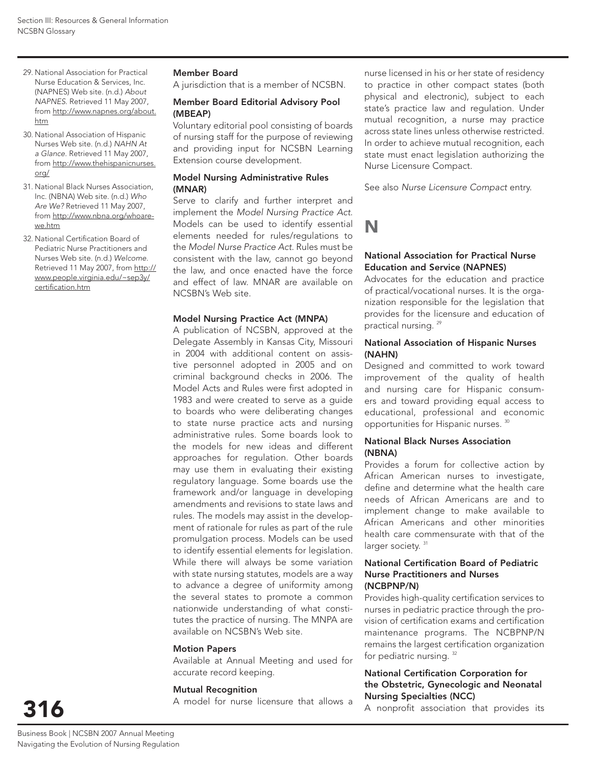29. National Association for Practical Nurse Education & Services, Inc. (NAPNES) Web site. (n.d.) *About NAPNES.* Retrieved 11 May 2007, from http://www.napnes.org/about.htm
30. National Association of Hispanic Nurses Web site. (n.d.) *NAHN At a Glance.* Retrieved 11 May 2007, from http://www.thehispanicnurses.org/
31. National Black Nurses Association, Inc. (NBNA) Web site. (n.d.) *Who Are We?* Retrieved 11 May 2007, from http://www.nbna.org/whoare-we.htm
32. National Certification Board of Pediatric Nurse Practitioners and Nurses Web site. (n.d.) *Welcome.* Retrieved 11 May 2007, from http://www.people.virginia.edu/~sep3y/certification.htm

**Member Board**

A jurisdiction that is a member of NCSBN.

**Member Board Editorial Advisory Pool (MBEAP)**

Voluntary editorial pool consisting of boards of nursing staff for the purpose of reviewing and providing input for NCSBN Learning Extension course development.

**Model Nursing Administrative Rules (MNAR)**

Serve to clarify and further interpret and implement the *Model Nursing Practice Act*. Models can be used to identify essential elements needed for rules/regulations to the *Model Nurse Practice Act*. Rules must be consistent with the law, cannot go beyond the law, and once enacted have the force and effect of law. MNAR are available on NCSBN's Web site.

**Model Nursing Practice Act (MNPA)**

A publication of NCSBN, approved at the Delegate Assembly in Kansas City, Missouri in 2004 with additional content on assistive personnel adopted in 2005 and on criminal background checks in 2006. The Model Acts and Rules were first adopted in 1983 and were created to serve as a guide to boards who were deliberating changes to state nurse practice acts and nursing administrative rules. Some boards look to the models for new ideas and different approaches for regulation. Other boards may use them in evaluating their existing regulatory language. Some boards use the framework and/or language in developing amendments and revisions to state laws and rules. The models may assist in the development of rationale for rules as part of the rule promulgation process. Models can be used to identify essential elements for legislation. While there will always be some variation with state nursing statutes, models are a way to advance a degree of uniformity among the several states to promote a common nationwide understanding of what constitutes the practice of nursing. The MNPA are available on NCSBN's Web site.

**Motion Papers**

Available at Annual Meeting and used for accurate record keeping.

**Mutual Recognition**

A model for nurse licensure that allows a nurse licensed in his or her state of residency to practice in other compact states (both physical and electronic), subject to each state's practice law and regulation. Under mutual recognition, a nurse may practice across state lines unless otherwise restricted. In order to achieve mutual recognition, each state must enact legislation authorizing the Nurse Licensure Compact.

See also *Nurse Licensure Compact* entry.

# N

**National Association for Practical Nurse Education and Service (NAPNES)**

Advocates for the education and practice of practical/vocational nurses. It is the organization responsible for the legislation that provides for the licensure and education of practical nursing. [29]

**National Association of Hispanic Nurses (NAHN)**

Designed and committed to work toward improvement of the quality of health and nursing care for Hispanic consumers and toward providing equal access to educational, professional and economic opportunities for Hispanic nurses. [30]

**National Black Nurses Association (NBNA)**

Provides a forum for collective action by African American nurses to investigate, define and determine what the health care needs of African Americans are and to implement change to make available to African Americans and other minorities health care commensurate with that of the larger society. [31]

**National Certification Board of Pediatric Nurse Practitioners and Nurses (NCBPNP/N)**

Provides high-quality certification services to nurses in pediatric practice through the provision of certification exams and certification maintenance programs. The NCBPNP/N remains the largest certification organization for pediatric nursing. [32]

**National Certification Corporation for the Obstetric, Gynecologic and Neonatal Nursing Specialties (NCC)**

A nonprofit association that provides its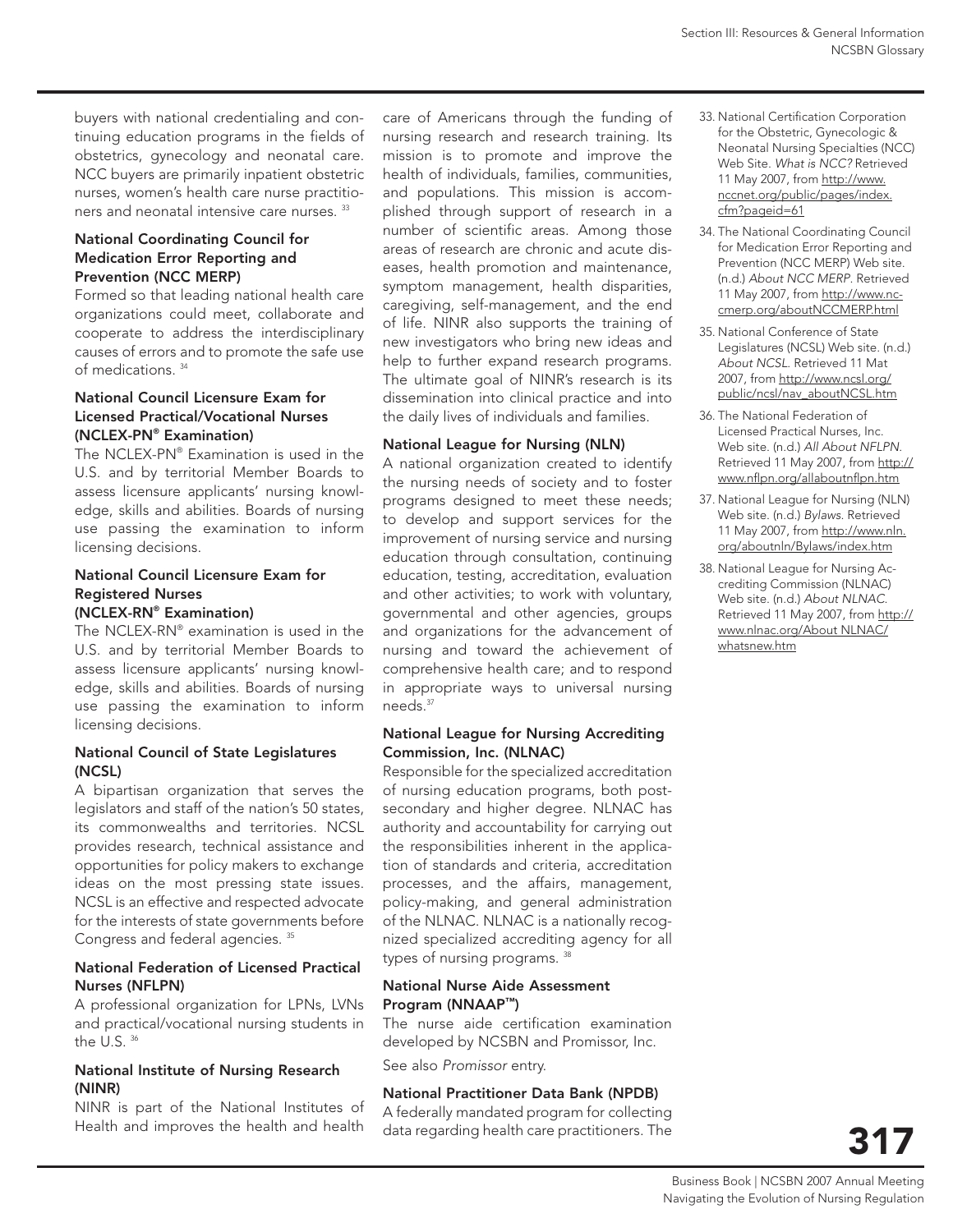buyers with national credentialing and continuing education programs in the fields of obstetrics, gynecology and neonatal care. NCC buyers are primarily inpatient obstetric nurses, women's health care nurse practitioners and neonatal intensive care nurses. [33]

### National Coordinating Council for Medication Error Reporting and Prevention (NCC MERP)

Formed so that leading national health care organizations could meet, collaborate and cooperate to address the interdisciplinary causes of errors and to promote the safe use of medications. [34]

### National Council Licensure Exam for Licensed Practical/Vocational Nurses (NCLEX-PN® Examination)

The NCLEX-PN® Examination is used in the U.S. and by territorial Member Boards to assess licensure applicants' nursing knowledge, skills and abilities. Boards of nursing use passing the examination to inform licensing decisions.

### National Council Licensure Exam for Registered Nurses (NCLEX-RN® Examination)

The NCLEX-RN® examination is used in the U.S. and by territorial Member Boards to assess licensure applicants' nursing knowledge, skills and abilities. Boards of nursing use passing the examination to inform licensing decisions.

### National Council of State Legislatures (NCSL)

A bipartisan organization that serves the legislators and staff of the nation's 50 states, its commonwealths and territories. NCSL provides research, technical assistance and opportunities for policy makers to exchange ideas on the most pressing state issues. NCSL is an effective and respected advocate for the interests of state governments before Congress and federal agencies. [35]

### National Federation of Licensed Practical Nurses (NFLPN)

A professional organization for LPNs, LVNs and practical/vocational nursing students in the U.S. [36]

### National Institute of Nursing Research (NINR)

NINR is part of the National Institutes of Health and improves the health and health care of Americans through the funding of nursing research and research training. Its mission is to promote and improve the health of individuals, families, communities, and populations. This mission is accomplished through support of research in a number of scientific areas. Among those areas of research are chronic and acute diseases, health promotion and maintenance, symptom management, health disparities, caregiving, self-management, and the end of life. NINR also supports the training of new investigators who bring new ideas and help to further expand research programs. The ultimate goal of NINR's research is its dissemination into clinical practice and into the daily lives of individuals and families.

### National League for Nursing (NLN)

A national organization created to identify the nursing needs of society and to foster programs designed to meet these needs; to develop and support services for the improvement of nursing service and nursing education through consultation, continuing education, testing, accreditation, evaluation and other activities; to work with voluntary, governmental and other agencies, groups and organizations for the advancement of nursing and toward the achievement of comprehensive health care; and to respond in appropriate ways to universal nursing needs.[37]

### National League for Nursing Accrediting Commission, Inc. (NLNAC)

Responsible for the specialized accreditation of nursing education programs, both post-secondary and higher degree. NLNAC has authority and accountability for carrying out the responsibilities inherent in the application of standards and criteria, accreditation processes, and the affairs, management, policy-making, and general administration of the NLNAC. NLNAC is a nationally recognized specialized accrediting agency for all types of nursing programs. [38]

### National Nurse Aide Assessment Program (NNAAP™)

The nurse aide certification examination developed by NCSBN and Promissor, Inc.

See also *Promissor* entry.

### National Practitioner Data Bank (NPDB)

A federally mandated program for collecting data regarding health care practitioners. The

33. National Certification Corporation for the Obstetric, Gynecologic & Neonatal Nursing Specialties (NCC) Web Site. *What is NCC?* Retrieved 11 May 2007, from http://www.nccnet.org/public/pages/index.cfm?pageid=61
34. The National Coordinating Council for Medication Error Reporting and Prevention (NCC MERP) Web site. (n.d.) *About NCC MERP*. Retrieved 11 May 2007, from http://www.nccmerp.org/aboutNCCMERP.html
35. National Conference of State Legislatures (NCSL) Web site. (n.d.) *About NCSL*. Retrieved 11 Mat 2007, from http://www.ncsl.org/public/ncsl/nav_aboutNCSL.htm
36. The National Federation of Licensed Practical Nurses, Inc. Web site. (n.d.) *All About NFLPN*. Retrieved 11 May 2007, from http://www.nflpn.org/allaboutnflpn.htm
37. National League for Nursing (NLN) Web site. (n.d.) *Bylaws*. Retrieved 11 May 2007, from http://www.nln.org/aboutnln/Bylaws/index.htm
38. National League for Nursing Accrediting Commission (NLNAC) Web site. (n.d.) *About NLNAC*. Retrieved 11 May 2007, from http://www.nlnac.org/About NLNAC/whatsnew.htm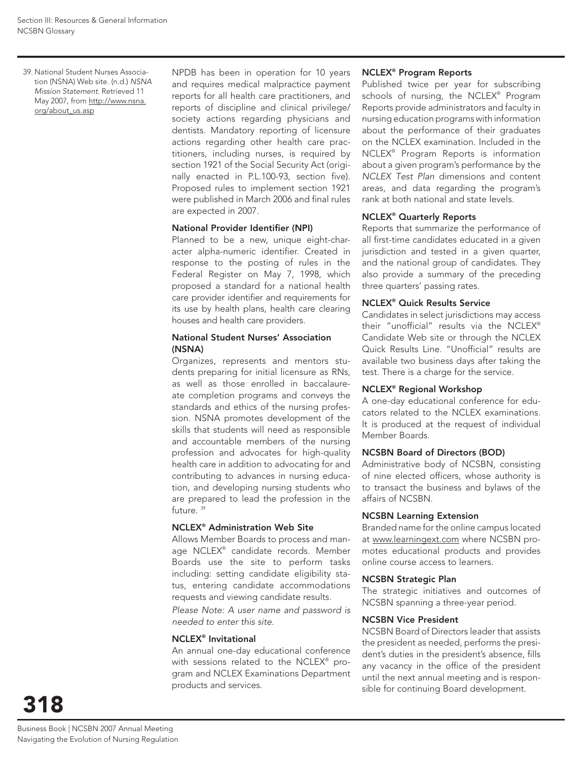39. National Student Nurses Association (NSNA) Web site. (n.d.) *NSNA Mission Statement.* Retrieved 11 May 2007, from http://www.nsna.org/about_us.asp

NPDB has been in operation for 10 years and requires medical malpractice payment reports for all health care practitioners, and reports of discipline and clinical privilege/society actions regarding physicians and dentists. Mandatory reporting of licensure actions regarding other health care practitioners, including nurses, is required by section 1921 of the Social Security Act (originally enacted in P.L.100-93, section five). Proposed rules to implement section 1921 were published in March 2006 and final rules are expected in 2007.

**National Provider Identifier (NPI)**

Planned to be a new, unique eight-character alpha-numeric identifier. Created in response to the posting of rules in the Federal Register on May 7, 1998, which proposed a standard for a national health care provider identifier and requirements for its use by health plans, health care clearing houses and health care providers.

**National Student Nurses' Association (NSNA)**

Organizes, represents and mentors students preparing for initial licensure as RNs, as well as those enrolled in baccalaureate completion programs and conveys the standards and ethics of the nursing profession. NSNA promotes development of the skills that students will need as responsible and accountable members of the nursing profession and advocates for high-quality health care in addition to advocating for and contributing to advances in nursing education, and developing nursing students who are prepared to lead the profession in the future. [39]

**NCLEX® Administration Web Site**

Allows Member Boards to process and manage NCLEX® candidate records. Member Boards use the site to perform tasks including: setting candidate eligibility status, entering candidate accommodations requests and viewing candidate results.

*Please Note: A user name and password is needed to enter this site.*

**NCLEX® Invitational**

An annual one-day educational conference with sessions related to the NCLEX® program and NCLEX Examinations Department products and services.

**NCLEX® Program Reports**

Published twice per year for subscribing schools of nursing, the NCLEX® Program Reports provide administrators and faculty in nursing education programs with information about the performance of their graduates on the NCLEX examination. Included in the NCLEX® Program Reports is information about a given program's performance by the *NCLEX Test Plan* dimensions and content areas, and data regarding the program's rank at both national and state levels.

**NCLEX® Quarterly Reports**

Reports that summarize the performance of all first-time candidates educated in a given jurisdiction and tested in a given quarter, and the national group of candidates. They also provide a summary of the preceding three quarters' passing rates.

**NCLEX® Quick Results Service**

Candidates in select jurisdictions may access their "unofficial" results via the NCLEX® Candidate Web site or through the NCLEX Quick Results Line. "Unofficial" results are available two business days after taking the test. There is a charge for the service.

**NCLEX® Regional Workshop**

A one-day educational conference for educators related to the NCLEX examinations. It is produced at the request of individual Member Boards.

**NCSBN Board of Directors (BOD)**

Administrative body of NCSBN, consisting of nine elected officers, whose authority is to transact the business and bylaws of the affairs of NCSBN.

**NCSBN Learning Extension**

Branded name for the online campus located at www.learningext.com where NCSBN promotes educational products and provides online course access to learners.

**NCSBN Strategic Plan**

The strategic initiatives and outcomes of NCSBN spanning a three-year period.

**NCSBN Vice President**

NCSBN Board of Directors leader that assists the president as needed, performs the president's duties in the president's absence, fills any vacancy in the office of the president until the next annual meeting and is responsible for continuing Board development.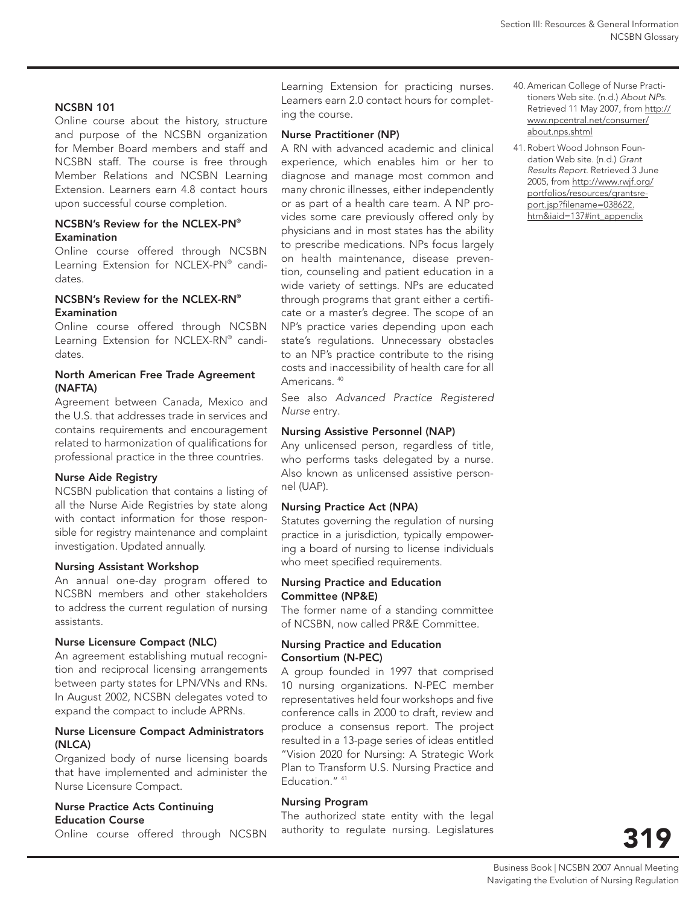### NCSBN 101

Online course about the history, structure and purpose of the NCSBN organization for Member Board members and staff and NCSBN staff. The course is free through Member Relations and NCSBN Learning Extension. Learners earn 4.8 contact hours upon successful course completion.

### NCSBN's Review for the NCLEX-PN® Examination

Online course offered through NCSBN Learning Extension for NCLEX-PN® candidates.

### NCSBN's Review for the NCLEX-RN® Examination

Online course offered through NCSBN Learning Extension for NCLEX-RN® candidates.

### North American Free Trade Agreement (NAFTA)

Agreement between Canada, Mexico and the U.S. that addresses trade in services and contains requirements and encouragement related to harmonization of qualifications for professional practice in the three countries.

### Nurse Aide Registry

NCSBN publication that contains a listing of all the Nurse Aide Registries by state along with contact information for those responsible for registry maintenance and complaint investigation. Updated annually.

### Nursing Assistant Workshop

An annual one-day program offered to NCSBN members and other stakeholders to address the current regulation of nursing assistants.

### Nurse Licensure Compact (NLC)

An agreement establishing mutual recognition and reciprocal licensing arrangements between party states for LPN/VNs and RNs. In August 2002, NCSBN delegates voted to expand the compact to include APRNs.

### Nurse Licensure Compact Administrators (NLCA)

Organized body of nurse licensing boards that have implemented and administer the Nurse Licensure Compact.

### Nurse Practice Acts Continuing Education Course

Online course offered through NCSBN Learning Extension for practicing nurses. Learners earn 2.0 contact hours for completing the course.

### Nurse Practitioner (NP)

A RN with advanced academic and clinical experience, which enables him or her to diagnose and manage most common and many chronic illnesses, either independently or as part of a health care team. A NP provides some care previously offered only by physicians and in most states has the ability to prescribe medications. NPs focus largely on health maintenance, disease prevention, counseling and patient education in a wide variety of settings. NPs are educated through programs that grant either a certificate or a master's degree. The scope of an NP's practice varies depending upon each state's regulations. Unnecessary obstacles to an NP's practice contribute to the rising costs and inaccessibility of health care for all Americans. [40]

See also *Advanced Practice Registered Nurse* entry.

### Nursing Assistive Personnel (NAP)

Any unlicensed person, regardless of title, who performs tasks delegated by a nurse. Also known as unlicensed assistive personnel (UAP).

### Nursing Practice Act (NPA)

Statutes governing the regulation of nursing practice in a jurisdiction, typically empowering a board of nursing to license individuals who meet specified requirements.

### Nursing Practice and Education Committee (NP&E)

The former name of a standing committee of NCSBN, now called PR&E Committee.

### Nursing Practice and Education Consortium (N-PEC)

A group founded in 1997 that comprised 10 nursing organizations. N-PEC member representatives held four workshops and five conference calls in 2000 to draft, review and produce a consensus report. The project resulted in a 13-page series of ideas entitled "Vision 2020 for Nursing: A Strategic Work Plan to Transform U.S. Nursing Practice and Education." [41]

### Nursing Program

The authorized state entity with the legal authority to regulate nursing. Legislatures

40. American College of Nurse Practitioners Web site. (n.d.) *About NPs*. Retrieved 11 May 2007, from http://www.npcentral.net/consumer/about.nps.shtml

41. Robert Wood Johnson Foundation Web site. (n.d.) *Grant Results Report*. Retrieved 3 June 2005, from http://www.rwjf.org/portfolios/resources/grantsreport.jsp?filename=038622.htm&iaid=137#int_appendix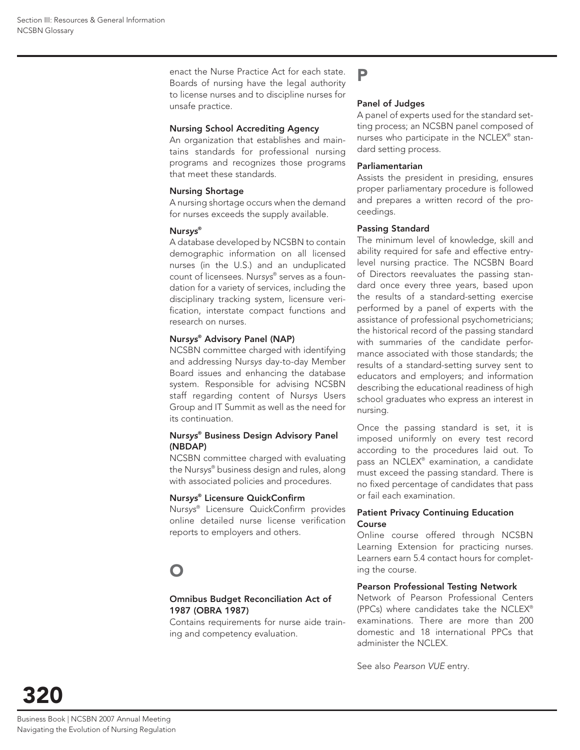enact the Nurse Practice Act for each state. Boards of nursing have the legal authority to license nurses and to discipline nurses for unsafe practice.

**Nursing School Accrediting Agency**
An organization that establishes and maintains standards for professional nursing programs and recognizes those programs that meet these standards.

**Nursing Shortage**
A nursing shortage occurs when the demand for nurses exceeds the supply available.

**Nur*sys*®**
A database developed by NCSBN to contain demographic information on all licensed nurses (in the U.S.) and an unduplicated count of licensees. Nur*sys*® serves as a foundation for a variety of services, including the disciplinary tracking system, licensure verification, interstate compact functions and research on nurses.

**Nur*sys*® Advisory Panel (NAP)**
NCSBN committee charged with identifying and addressing Nur*sys* day-to-day Member Board issues and enhancing the database system. Responsible for advising NCSBN staff regarding content of Nur*sys* Users Group and IT Summit as well as the need for its continuation.

**Nur*sys*® Business Design Advisory Panel (NBDAP)**
NCSBN committee charged with evaluating the Nur*sys*® business design and rules, along with associated policies and procedures.

**Nur*sys*® Licensure QuickConfirm**
Nur*sys*® Licensure QuickConfirm provides online detailed nurse license verification reports to employers and others.

# O

**Omnibus Budget Reconciliation Act of 1987 (OBRA 1987)**
Contains requirements for nurse aide training and competency evaluation.

# P

**Panel of Judges**
A panel of experts used for the standard setting process; an NCSBN panel composed of nurses who participate in the NCLEX® standard setting process.

**Parliamentarian**
Assists the president in presiding, ensures proper parliamentary procedure is followed and prepares a written record of the proceedings.

**Passing Standard**
The minimum level of knowledge, skill and ability required for safe and effective entry-level nursing practice. The NCSBN Board of Directors reevaluates the passing standard once every three years, based upon the results of a standard-setting exercise performed by a panel of experts with the assistance of professional psychometricians; the historical record of the passing standard with summaries of the candidate performance associated with those standards; the results of a standard-setting survey sent to educators and employers; and information describing the educational readiness of high school graduates who express an interest in nursing.

Once the passing standard is set, it is imposed uniformly on every test record according to the procedures laid out. To pass an NCLEX® examination, a candidate must exceed the passing standard. There is no fixed percentage of candidates that pass or fail each examination.

**Patient Privacy Continuing Education Course**
Online course offered through NCSBN Learning Extension for practicing nurses. Learners earn 5.4 contact hours for completing the course.

**Pearson Professional Testing Network**
Network of Pearson Professional Centers (PPCs) where candidates take the NCLEX® examinations. There are more than 200 domestic and 18 international PPCs that administer the NCLEX.

See also *Pearson VUE* entry.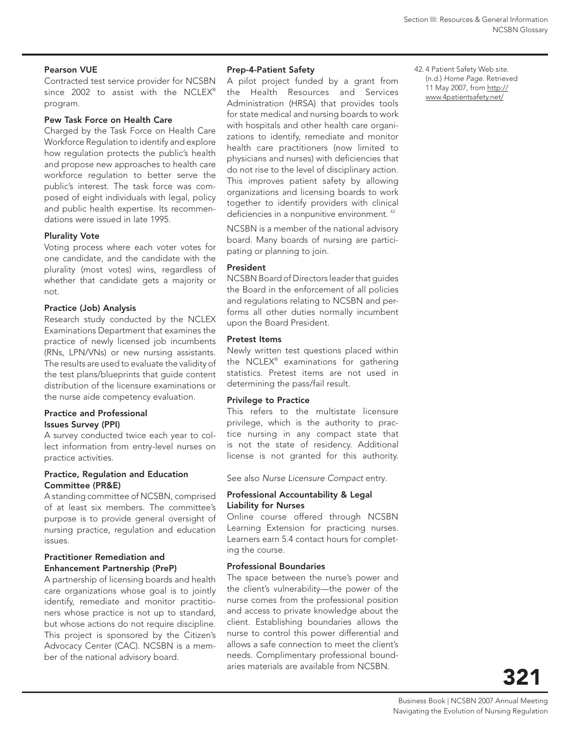### Pearson VUE

Contracted test service provider for NCSBN since 2002 to assist with the NCLEX® program.

### Pew Task Force on Health Care

Charged by the Task Force on Health Care Workforce Regulation to identify and explore how regulation protects the public's health and propose new approaches to health care workforce regulation to better serve the public's interest. The task force was composed of eight individuals with legal, policy and public health expertise. Its recommendations were issued in late 1995.

### Plurality Vote

Voting process where each voter votes for one candidate, and the candidate with the plurality (most votes) wins, regardless of whether that candidate gets a majority or not.

### Practice (Job) Analysis

Research study conducted by the NCLEX Examinations Department that examines the practice of newly licensed job incumbents (RNs, LPN/VNs) or new nursing assistants. The results are used to evaluate the validity of the test plans/blueprints that guide content distribution of the licensure examinations or the nurse aide competency evaluation.

### Practice and Professional Issues Survey (PPI)

A survey conducted twice each year to collect information from entry-level nurses on practice activities.

### Practice, Regulation and Education Committee (PR&E)

A standing committee of NCSBN, comprised of at least six members. The committee's purpose is to provide general oversight of nursing practice, regulation and education issues.

### Practitioner Remediation and Enhancement Partnership (PreP)

A partnership of licensing boards and health care organizations whose goal is to jointly identify, remediate and monitor practitioners whose practice is not up to standard, but whose actions do not require discipline. This project is sponsored by the Citizen's Advocacy Center (CAC). NCSBN is a member of the national advisory board.

### Prep-4-Patient Safety

A pilot project funded by a grant from the Health Resources and Services Administration (HRSA) that provides tools for state medical and nursing boards to work with hospitals and other health care organizations to identify, remediate and monitor health care practitioners (now limited to physicians and nurses) with deficiencies that do not rise to the level of disciplinary action. This improves patient safety by allowing organizations and licensing boards to work together to identify providers with clinical deficiencies in a nonpunitive environment. [42]

NCSBN is a member of the national advisory board. Many boards of nursing are participating or planning to join.

### President

NCSBN Board of Directors leader that guides the Board in the enforcement of all policies and regulations relating to NCSBN and performs all other duties normally incumbent upon the Board President.

### Pretest Items

Newly written test questions placed within the NCLEX® examinations for gathering statistics. Pretest items are not used in determining the pass/fail result.

### Privilege to Practice

This refers to the multistate licensure privilege, which is the authority to practice nursing in any compact state that is not the state of residency. Additional license is not granted for this authority.

See also *Nurse Licensure Compact* entry.

### Professional Accountability & Legal Liability for Nurses

Online course offered through NCSBN Learning Extension for practicing nurses. Learners earn 5.4 contact hours for completing the course.

### Professional Boundaries

The space between the nurse's power and the client's vulnerability—the power of the nurse comes from the professional position and access to private knowledge about the client. Establishing boundaries allows the nurse to control this power differential and allows a safe connection to meet the client's needs. Complimentary professional boundaries materials are available from NCSBN.

---

42. 4 Patient Safety Web site. (n.d.) *Home Page*. Retrieved 11 May 2007, from http://www.4patientsafety.net/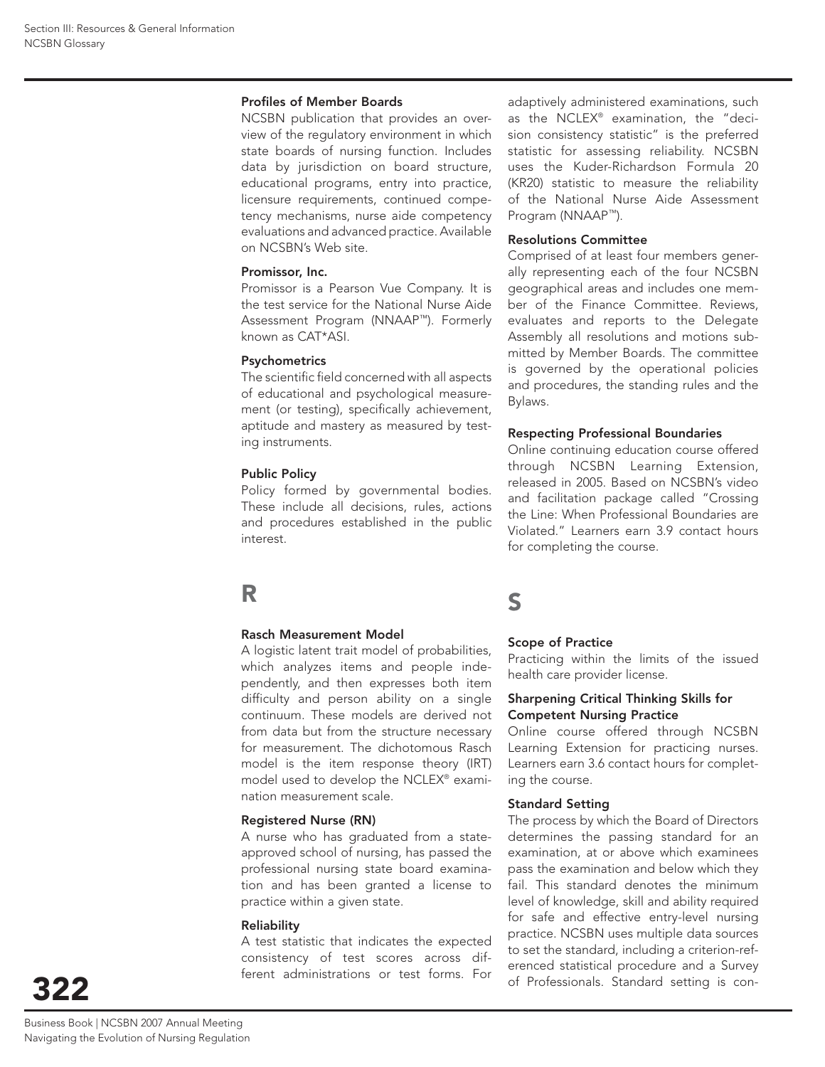**Profiles of Member Boards**

NCSBN publication that provides an overview of the regulatory environment in which state boards of nursing function. Includes data by jurisdiction on board structure, educational programs, entry into practice, licensure requirements, continued competency mechanisms, nurse aide competency evaluations and advanced practice. Available on NCSBN's Web site.

**Promissor, Inc.**

Promissor is a Pearson Vue Company. It is the test service for the National Nurse Aide Assessment Program (NNAAP™). Formerly known as CAT*ASI.

**Psychometrics**

The scientific field concerned with all aspects of educational and psychological measurement (or testing), specifically achievement, aptitude and mastery as measured by testing instruments.

**Public Policy**

Policy formed by governmental bodies. These include all decisions, rules, actions and procedures established in the public interest.

# R

**Rasch Measurement Model**

A logistic latent trait model of probabilities, which analyzes items and people independently, and then expresses both item difficulty and person ability on a single continuum. These models are derived not from data but from the structure necessary for measurement. The dichotomous Rasch model is the item response theory (IRT) model used to develop the NCLEX® examination measurement scale.

**Registered Nurse (RN)**

A nurse who has graduated from a state-approved school of nursing, has passed the professional nursing state board examination and has been granted a license to practice within a given state.

**Reliability**

A test statistic that indicates the expected consistency of test scores across different administrations or test forms. For adaptively administered examinations, such as the NCLEX® examination, the "decision consistency statistic" is the preferred statistic for assessing reliability. NCSBN uses the Kuder-Richardson Formula 20 (KR20) statistic to measure the reliability of the National Nurse Aide Assessment Program (NNAAP™).

**Resolutions Committee**

Comprised of at least four members generally representing each of the four NCSBN geographical areas and includes one member of the Finance Committee. Reviews, evaluates and reports to the Delegate Assembly all resolutions and motions submitted by Member Boards. The committee is governed by the operational policies and procedures, the standing rules and the Bylaws.

**Respecting Professional Boundaries**

Online continuing education course offered through NCSBN Learning Extension, released in 2005. Based on NCSBN's video and facilitation package called "Crossing the Line: When Professional Boundaries are Violated." Learners earn 3.9 contact hours for completing the course.

# S

**Scope of Practice**

Practicing within the limits of the issued health care provider license.

**Sharpening Critical Thinking Skills for Competent Nursing Practice**

Online course offered through NCSBN Learning Extension for practicing nurses. Learners earn 3.6 contact hours for completing the course.

**Standard Setting**

The process by which the Board of Directors determines the passing standard for an examination, at or above which examinees pass the examination and below which they fail. This standard denotes the minimum level of knowledge, skill and ability required for safe and effective entry-level nursing practice. NCSBN uses multiple data sources to set the standard, including a criterion-referenced statistical procedure and a Survey of Professionals. Standard setting is con-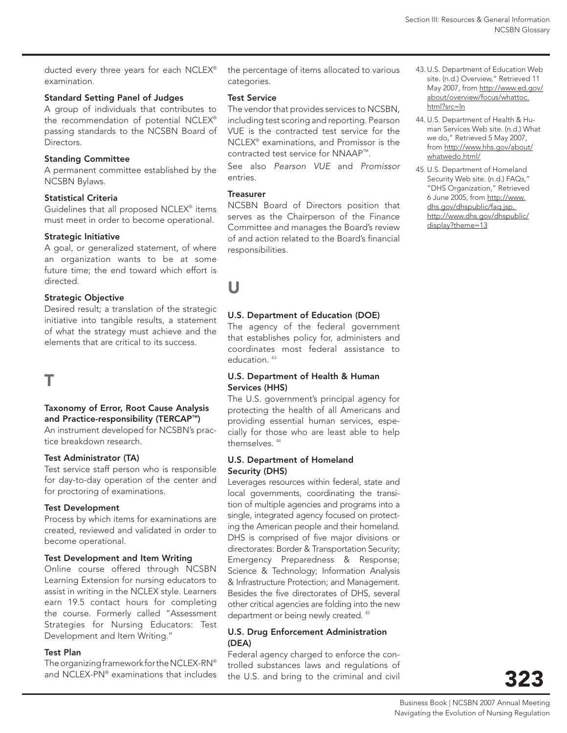ducted every three years for each NCLEX® examination.

**Standard Setting Panel of Judges**
A group of individuals that contributes to the recommendation of potential NCLEX® passing standards to the NCSBN Board of Directors.

**Standing Committee**
A permanent committee established by the NCSBN Bylaws.

**Statistical Criteria**
Guidelines that all proposed NCLEX® items must meet in order to become operational.

**Strategic Initiative**
A goal, or generalized statement, of where an organization wants to be at some future time; the end toward which effort is directed.

**Strategic Objective**
Desired result; a translation of the strategic initiative into tangible results, a statement of what the strategy must achieve and the elements that are critical to its success.

# T

**Taxonomy of Error, Root Cause Analysis and Practice-responsibility (TERCAP™)**
An instrument developed for NCSBN's practice breakdown research.

**Test Administrator (TA)**
Test service staff person who is responsible for day-to-day operation of the center and for proctoring of examinations.

**Test Development**
Process by which items for examinations are created, reviewed and validated in order to become operational.

**Test Development and Item Writing**
Online course offered through NCSBN Learning Extension for nursing educators to assist in writing in the NCLEX style. Learners earn 19.5 contact hours for completing the course. Formerly called "Assessment Strategies for Nursing Educators: Test Development and Item Writing."

**Test Plan**
The organizing framework for the NCLEX-RN® and NCLEX-PN® examinations that includes the percentage of items allocated to various categories.

**Test Service**
The vendor that provides services to NCSBN, including test scoring and reporting. Pearson VUE is the contracted test service for the NCLEX® examinations, and Promissor is the contracted test service for NNAAP™.

See also *Pearson VUE* and *Promissor* entries.

**Treasurer**
NCSBN Board of Directors position that serves as the Chairperson of the Finance Committee and manages the Board's review of and action related to the Board's financial responsibilities.

# U

**U.S. Department of Education (DOE)**
The agency of the federal government that establishes policy for, administers and coordinates most federal assistance to education. [43]

**U.S. Department of Health & Human Services (HHS)**
The U.S. government's principal agency for protecting the health of all Americans and providing essential human services, especially for those who are least able to help themselves. [44]

**U.S. Department of Homeland Security (DHS)**
Leverages resources within federal, state and local governments, coordinating the transition of multiple agencies and programs into a single, integrated agency focused on protecting the American people and their homeland. DHS is comprised of five major divisions or directorates: Border & Transportation Security; Emergency Preparedness & Response; Science & Technology; Information Analysis & Infrastructure Protection; and Management. Besides the five directorates of DHS, several other critical agencies are folding into the new department or being newly created. [45]

**U.S. Drug Enforcement Administration (DEA)**
Federal agency charged to enforce the controlled substances laws and regulations of the U.S. and bring to the criminal and civil

43. U.S. Department of Education Web site. (n.d.) Overview," Retrieved 11 May 2007, from http://www.ed.gov/about/overview/focus/whattoc.html?src=ln
44. U.S. Department of Health & Human Services Web site. (n.d.) What we do," Retrieved 5 May 2007, from http://www.hhs.gov/about/whatwedo.html/
45. U.S. Department of Homeland Security Web site. (n.d.) FAQs," "DHS Organization," Retrieved 6 June 2005, from http://www.dhs.gov/dhspublic/faq.jsp, http://www.dhs.gov/dhspublic/display?theme=13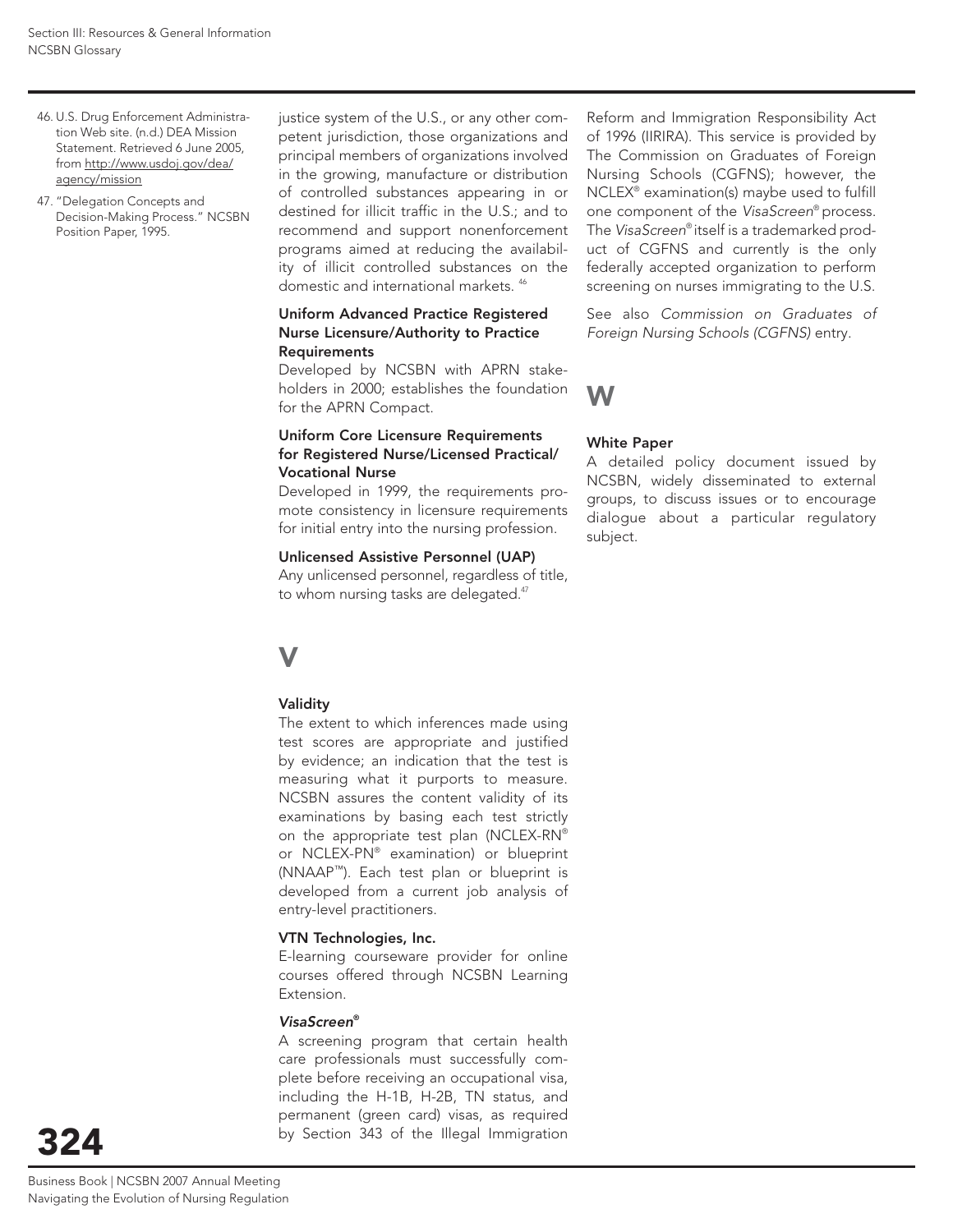46. U.S. Drug Enforcement Administration Web site. (n.d.) DEA Mission Statement. Retrieved 6 June 2005, from http://www.usdoj.gov/dea/agency/mission
47. "Delegation Concepts and Decision-Making Process." NCSBN Position Paper, 1995.

justice system of the U.S., or any other competent jurisdiction, those organizations and principal members of organizations involved in the growing, manufacture or distribution of controlled substances appearing in or destined for illicit traffic in the U.S.; and to recommend and support nonenforcement programs aimed at reducing the availability of illicit controlled substances on the domestic and international markets. [46]

**Uniform Advanced Practice Registered Nurse Licensure/Authority to Practice Requirements**
Developed by NCSBN with APRN stakeholders in 2000; establishes the foundation for the APRN Compact.

**Uniform Core Licensure Requirements for Registered Nurse/Licensed Practical/Vocational Nurse**
Developed in 1999, the requirements promote consistency in licensure requirements for initial entry into the nursing profession.

**Unlicensed Assistive Personnel (UAP)**
Any unlicensed personnel, regardless of title, to whom nursing tasks are delegated.[47]

# V

**Validity**
The extent to which inferences made using test scores are appropriate and justified by evidence; an indication that the test is measuring what it purports to measure. NCSBN assures the content validity of its examinations by basing each test strictly on the appropriate test plan (NCLEX-RN® or NCLEX-PN® examination) or blueprint (NNAAP™). Each test plan or blueprint is developed from a current job analysis of entry-level practitioners.

**VTN Technologies, Inc.**
E-learning courseware provider for online courses offered through NCSBN Learning Extension.

***VisaScreen®***
A screening program that certain health care professionals must successfully complete before receiving an occupational visa, including the H-1B, H-2B, TN status, and permanent (green card) visas, as required by Section 343 of the Illegal Immigration Reform and Immigration Responsibility Act of 1996 (IIRIRA). This service is provided by The Commission on Graduates of Foreign Nursing Schools (CGFNS); however, the NCLEX® examination(s) maybe used to fulfill one component of the *VisaScreen®* process. The *VisaScreen®* itself is a trademarked product of CGFNS and currently is the only federally accepted organization to perform screening on nurses immigrating to the U.S.

See also *Commission on Graduates of Foreign Nursing Schools (CGFNS)* entry.

# W

**White Paper**
A detailed policy document issued by NCSBN, widely disseminated to external groups, to discuss issues or to encourage dialogue about a particular regulatory subject.